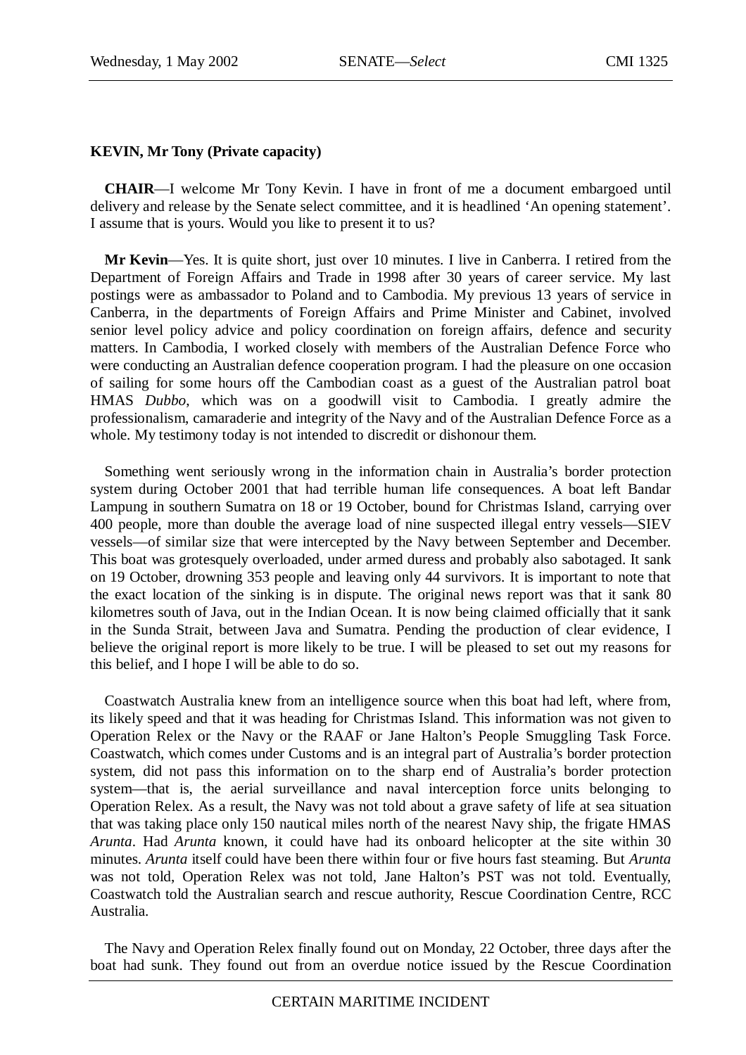**KEVIN, Mr Tony (Private capacity)**

**CHAIR**—I welcome Mr Tony Kevin. I have in front of me a document embargoed until delivery and release by the Senate select committee, and it is headlined 'An opening statement'. I assume that is yours. Would you like to present it to us?

**Mr Kevin**—Yes. It is quite short, just over 10 minutes. I live in Canberra. I retired from the Department of Foreign Affairs and Trade in 1998 after 30 years of career service. My last postings were as ambassador to Poland and to Cambodia. My previous 13 years of service in Canberra, in the departments of Foreign Affairs and Prime Minister and Cabinet, involved senior level policy advice and policy coordination on foreign affairs, defence and security matters. In Cambodia, I worked closely with members of the Australian Defence Force who were conducting an Australian defence cooperation program. I had the pleasure on one occasion of sailing for some hours off the Cambodian coast as a guest of the Australian patrol boat HMAS *Dubbo*, which was on a goodwill visit to Cambodia. I greatly admire the professionalism, camaraderie and integrity of the Navy and of the Australian Defence Force as a whole. My testimony today is not intended to discredit or dishonour them.

Something went seriously wrong in the information chain in Australia's border protection system during October 2001 that had terrible human life consequences. A boat left Bandar Lampung in southern Sumatra on 18 or 19 October, bound for Christmas Island, carrying over 400 people, more than double the average load of nine suspected illegal entry vessels—SIEV vessels—of similar size that were intercepted by the Navy between September and December. This boat was grotesquely overloaded, under armed duress and probably also sabotaged. It sank on 19 October, drowning 353 people and leaving only 44 survivors. It is important to note that the exact location of the sinking is in dispute. The original news report was that it sank 80 kilometres south of Java, out in the Indian Ocean. It is now being claimed officially that it sank in the Sunda Strait, between Java and Sumatra. Pending the production of clear evidence, I believe the original report is more likely to be true. I will be pleased to set out my reasons for this belief, and I hope I will be able to do so.

Coastwatch Australia knew from an intelligence source when this boat had left, where from, its likely speed and that it was heading for Christmas Island. This information was not given to Operation Relex or the Navy or the RAAF or Jane Halton's People Smuggling Task Force. Coastwatch, which comes under Customs and is an integral part of Australia's border protection system, did not pass this information on to the sharp end of Australia's border protection system—that is, the aerial surveillance and naval interception force units belonging to Operation Relex. As a result, the Navy was not told about a grave safety of life at sea situation that was taking place only 150 nautical miles north of the nearest Navy ship, the frigate HMAS *Arunta*. Had *Arunta* known, it could have had its onboard helicopter at the site within 30 minutes. *Arunta* itself could have been there within four or five hours fast steaming. But *Arunta* was not told, Operation Relex was not told, Jane Halton's PST was not told. Eventually, Coastwatch told the Australian search and rescue authority, Rescue Coordination Centre, RCC Australia.

The Navy and Operation Relex finally found out on Monday, 22 October, three days after the boat had sunk. They found out from an overdue notice issued by the Rescue Coordination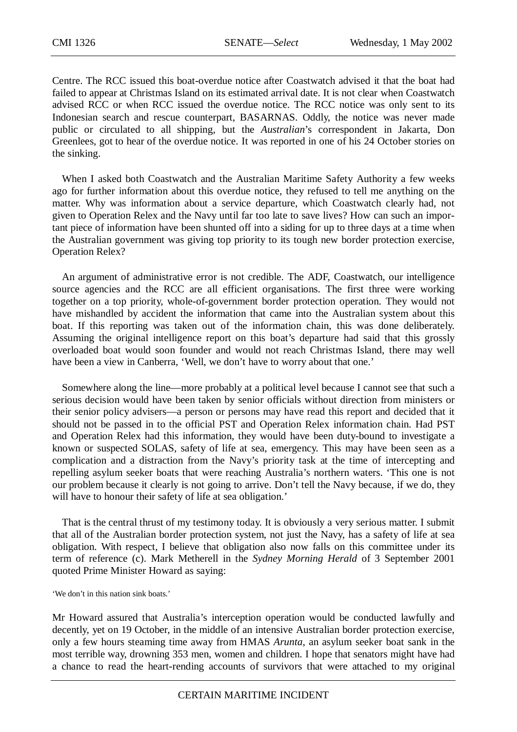Centre. The RCC issued this boat-overdue notice after Coastwatch advised it that the boat had failed to appear at Christmas Island on its estimated arrival date. It is not clear when Coastwatch advised RCC or when RCC issued the overdue notice. The RCC notice was only sent to its Indonesian search and rescue counterpart, BASARNAS. Oddly, the notice was never made public or circulated to all shipping, but the *Australian*'s correspondent in Jakarta, Don Greenlees, got to hear of the overdue notice. It was reported in one of his 24 October stories on the sinking.

When I asked both Coastwatch and the Australian Maritime Safety Authority a few weeks ago for further information about this overdue notice, they refused to tell me anything on the matter. Why was information about a service departure, which Coastwatch clearly had, not given to Operation Relex and the Navy until far too late to save lives? How can such an important piece of information have been shunted off into a siding for up to three days at a time when the Australian government was giving top priority to its tough new border protection exercise, Operation Relex?

An argument of administrative error is not credible. The ADF, Coastwatch, our intelligence source agencies and the RCC are all efficient organisations. The first three were working together on a top priority, whole-of-government border protection operation. They would not have mishandled by accident the information that came into the Australian system about this boat. If this reporting was taken out of the information chain, this was done deliberately. Assuming the original intelligence report on this boat's departure had said that this grossly overloaded boat would soon founder and would not reach Christmas Island, there may well have been a view in Canberra, 'Well, we don't have to worry about that one.'

Somewhere along the line—more probably at a political level because I cannot see that such a serious decision would have been taken by senior officials without direction from ministers or their senior policy advisers—a person or persons may have read this report and decided that it should not be passed in to the official PST and Operation Relex information chain. Had PST and Operation Relex had this information, they would have been duty-bound to investigate a known or suspected SOLAS, safety of life at sea, emergency. This may have been seen as a complication and a distraction from the Navy's priority task at the time of intercepting and repelling asylum seeker boats that were reaching Australia's northern waters. 'This one is not our problem because it clearly is not going to arrive. Don't tell the Navy because, if we do, they will have to honour their safety of life at sea obligation.'

That is the central thrust of my testimony today. It is obviously a very serious matter. I submit that all of the Australian border protection system, not just the Navy, has a safety of life at sea obligation. With respect, I believe that obligation also now falls on this committee under its term of reference (c). Mark Metherell in the *Sydney Morning Herald* of 3 September 2001 quoted Prime Minister Howard as saying:

> 'We don't in this nation sink boats.'

Mr Howard assured that Australia's interception operation would be conducted lawfully and decently, yet on 19 October, in the middle of an intensive Australian border protection exercise, only a few hours steaming time away from HMAS *Arunta*, an asylum seeker boat sank in the most terrible way, drowning 353 men, women and children. I hope that senators might have had a chance to read the heart-rending accounts of survivors that were attached to my original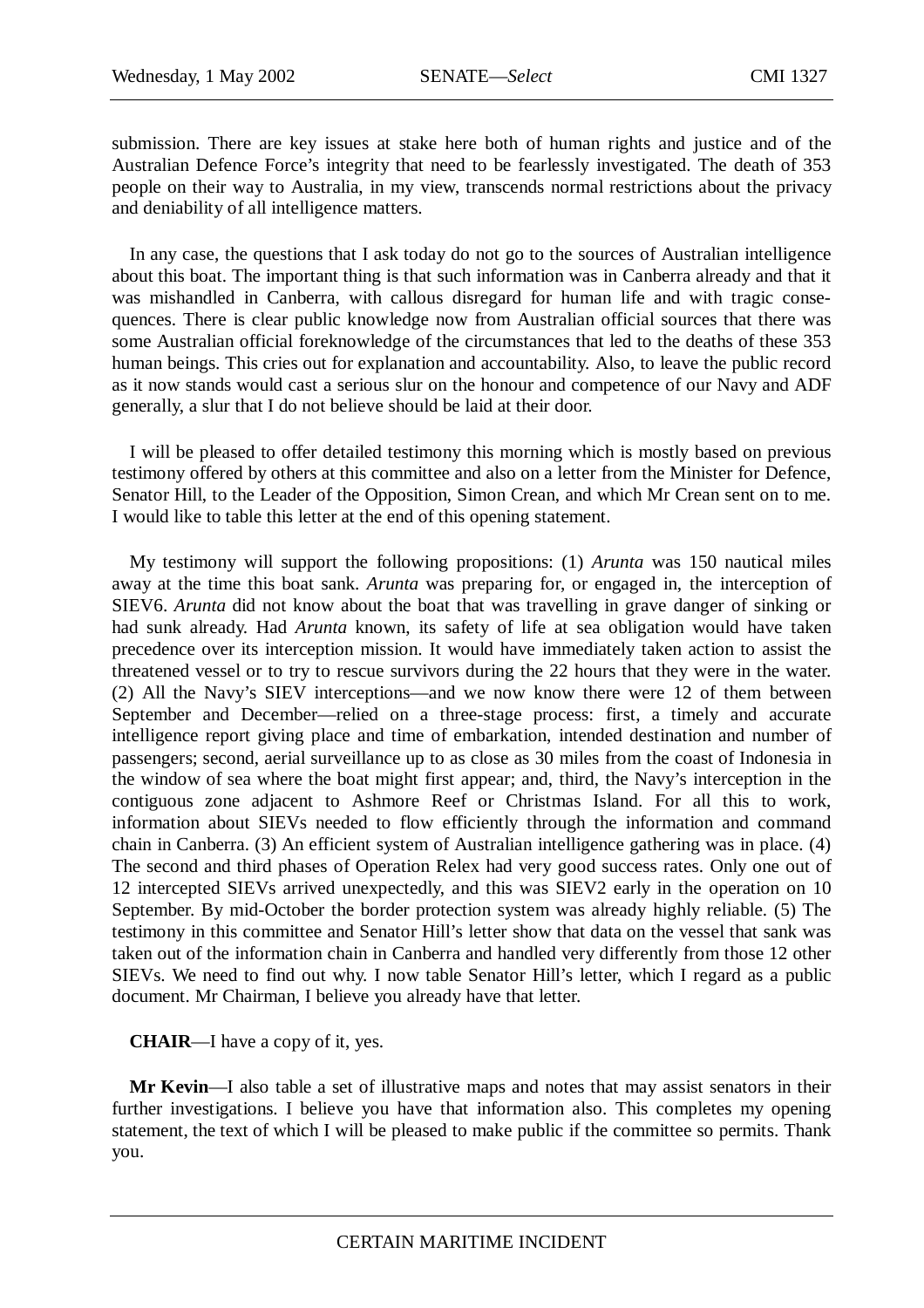submission. There are key issues at stake here both of human rights and justice and of the Australian Defence Force's integrity that need to be fearlessly investigated. The death of 353 people on their way to Australia, in my view, transcends normal restrictions about the privacy and deniability of all intelligence matters.

In any case, the questions that I ask today do not go to the sources of Australian intelligence about this boat. The important thing is that such information was in Canberra already and that it was mishandled in Canberra, with callous disregard for human life and with tragic consequences. There is clear public knowledge now from Australian official sources that there was some Australian official foreknowledge of the circumstances that led to the deaths of these 353 human beings. This cries out for explanation and accountability. Also, to leave the public record as it now stands would cast a serious slur on the honour and competence of our Navy and ADF generally, a slur that I do not believe should be laid at their door.

I will be pleased to offer detailed testimony this morning which is mostly based on previous testimony offered by others at this committee and also on a letter from the Minister for Defence, Senator Hill, to the Leader of the Opposition, Simon Crean, and which Mr Crean sent on to me. I would like to table this letter at the end of this opening statement.

My testimony will support the following propositions: (1) *Arunta* was 150 nautical miles away at the time this boat sank. *Arunta* was preparing for, or engaged in, the interception of SIEV6. *Arunta* did not know about the boat that was travelling in grave danger of sinking or had sunk already. Had *Arunta* known, its safety of life at sea obligation would have taken precedence over its interception mission. It would have immediately taken action to assist the threatened vessel or to try to rescue survivors during the 22 hours that they were in the water. (2) All the Navy's SIEV interceptions—and we now know there were 12 of them between September and December—relied on a three-stage process: first, a timely and accurate intelligence report giving place and time of embarkation, intended destination and number of passengers; second, aerial surveillance up to as close as 30 miles from the coast of Indonesia in the window of sea where the boat might first appear; and, third, the Navy's interception in the contiguous zone adjacent to Ashmore Reef or Christmas Island. For all this to work, information about SIEVs needed to flow efficiently through the information and command chain in Canberra. (3) An efficient system of Australian intelligence gathering was in place. (4) The second and third phases of Operation Relex had very good success rates. Only one out of 12 intercepted SIEVs arrived unexpectedly, and this was SIEV2 early in the operation on 10 September. By mid-October the border protection system was already highly reliable. (5) The testimony in this committee and Senator Hill's letter show that data on the vessel that sank was taken out of the information chain in Canberra and handled very differently from those 12 other SIEVs. We need to find out why. I now table Senator Hill's letter, which I regard as a public document. Mr Chairman, I believe you already have that letter.

**CHAIR**—I have a copy of it, yes.

**Mr Kevin**—I also table a set of illustrative maps and notes that may assist senators in their further investigations. I believe you have that information also. This completes my opening statement, the text of which I will be pleased to make public if the committee so permits. Thank you.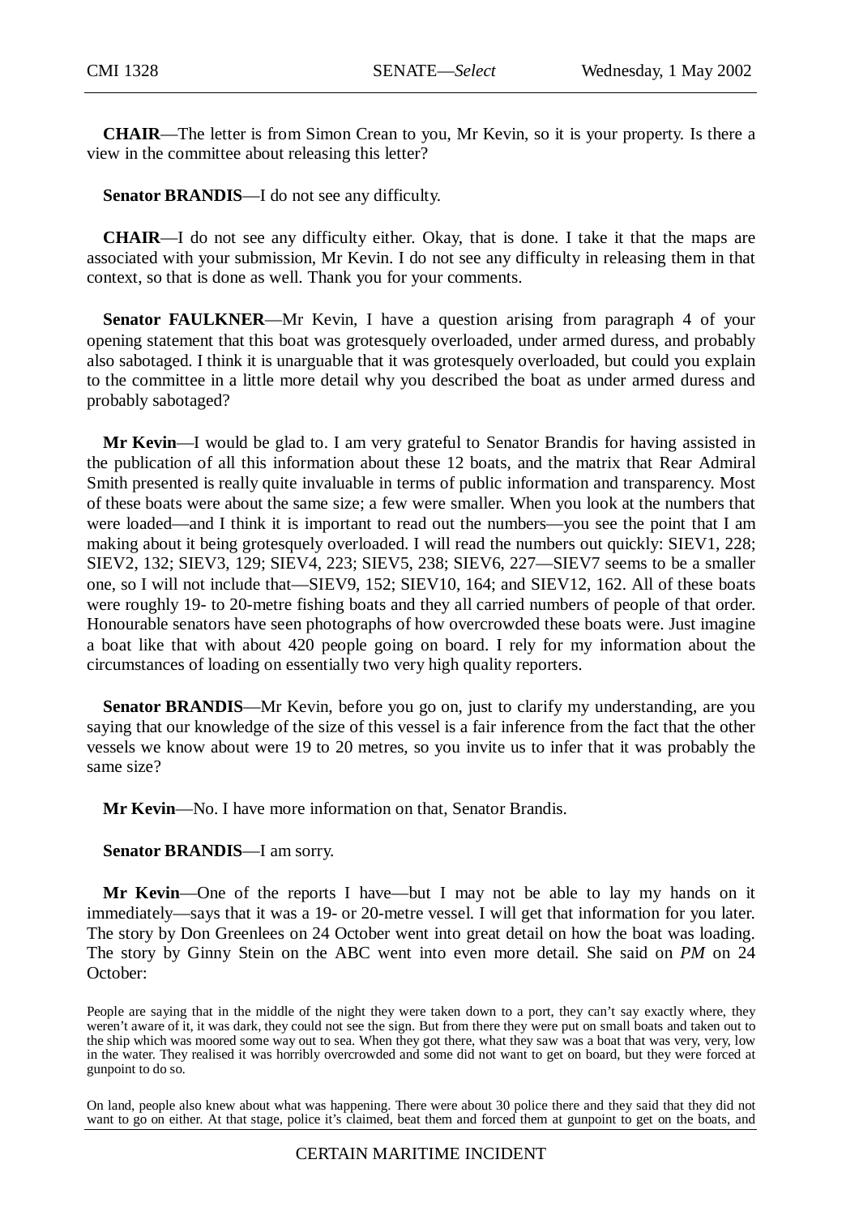**CHAIR**—The letter is from Simon Crean to you, Mr Kevin, so it is your property. Is there a view in the committee about releasing this letter?

**Senator BRANDIS**—I do not see any difficulty.

**CHAIR**—I do not see any difficulty either. Okay, that is done. I take it that the maps are associated with your submission, Mr Kevin. I do not see any difficulty in releasing them in that context, so that is done as well. Thank you for your comments.

**Senator FAULKNER**—Mr Kevin, I have a question arising from paragraph 4 of your opening statement that this boat was grotesquely overloaded, under armed duress, and probably also sabotaged. I think it is unarguable that it was grotesquely overloaded, but could you explain to the committee in a little more detail why you described the boat as under armed duress and probably sabotaged?

**Mr Kevin**—I would be glad to. I am very grateful to Senator Brandis for having assisted in the publication of all this information about these 12 boats, and the matrix that Rear Admiral Smith presented is really quite invaluable in terms of public information and transparency. Most of these boats were about the same size; a few were smaller. When you look at the numbers that were loaded—and I think it is important to read out the numbers—you see the point that I am making about it being grotesquely overloaded. I will read the numbers out quickly: SIEV1, 228; SIEV2, 132; SIEV3, 129; SIEV4, 223; SIEV5, 238; SIEV6, 227—SIEV7 seems to be a smaller one, so I will not include that—SIEV9, 152; SIEV10, 164; and SIEV12, 162. All of these boats were roughly 19- to 20-metre fishing boats and they all carried numbers of people of that order. Honourable senators have seen photographs of how overcrowded these boats were. Just imagine a boat like that with about 420 people going on board. I rely for my information about the circumstances of loading on essentially two very high quality reporters.

**Senator BRANDIS**—Mr Kevin, before you go on, just to clarify my understanding, are you saying that our knowledge of the size of this vessel is a fair inference from the fact that the other vessels we know about were 19 to 20 metres, so you invite us to infer that it was probably the same size?

**Mr Kevin**—No. I have more information on that, Senator Brandis.

**Senator BRANDIS**—I am sorry.

**Mr Kevin**—One of the reports I have—but I may not be able to lay my hands on it immediately—says that it was a 19- or 20-metre vessel. I will get that information for you later. The story by Don Greenlees on 24 October went into great detail on how the boat was loading. The story by Ginny Stein on the ABC went into even more detail. She said on *PM* on 24 October:

> People are saying that in the middle of the night they were taken down to a port, they can't say exactly where, they weren't aware of it, it was dark, they could not see the sign. But from there they were put on small boats and taken out to the ship which was moored some way out to sea. When they got there, what they saw was a boat that was very, very, low in the water. They realised it was horribly overcrowded and some did not want to get on board, but they were forced at gunpoint to do so.
>
> On land, people also knew about what was happening. There were about 30 police there and they said that they did not want to go on either. At that stage, police it's claimed, beat them and forced them at gunpoint to get on the boats, and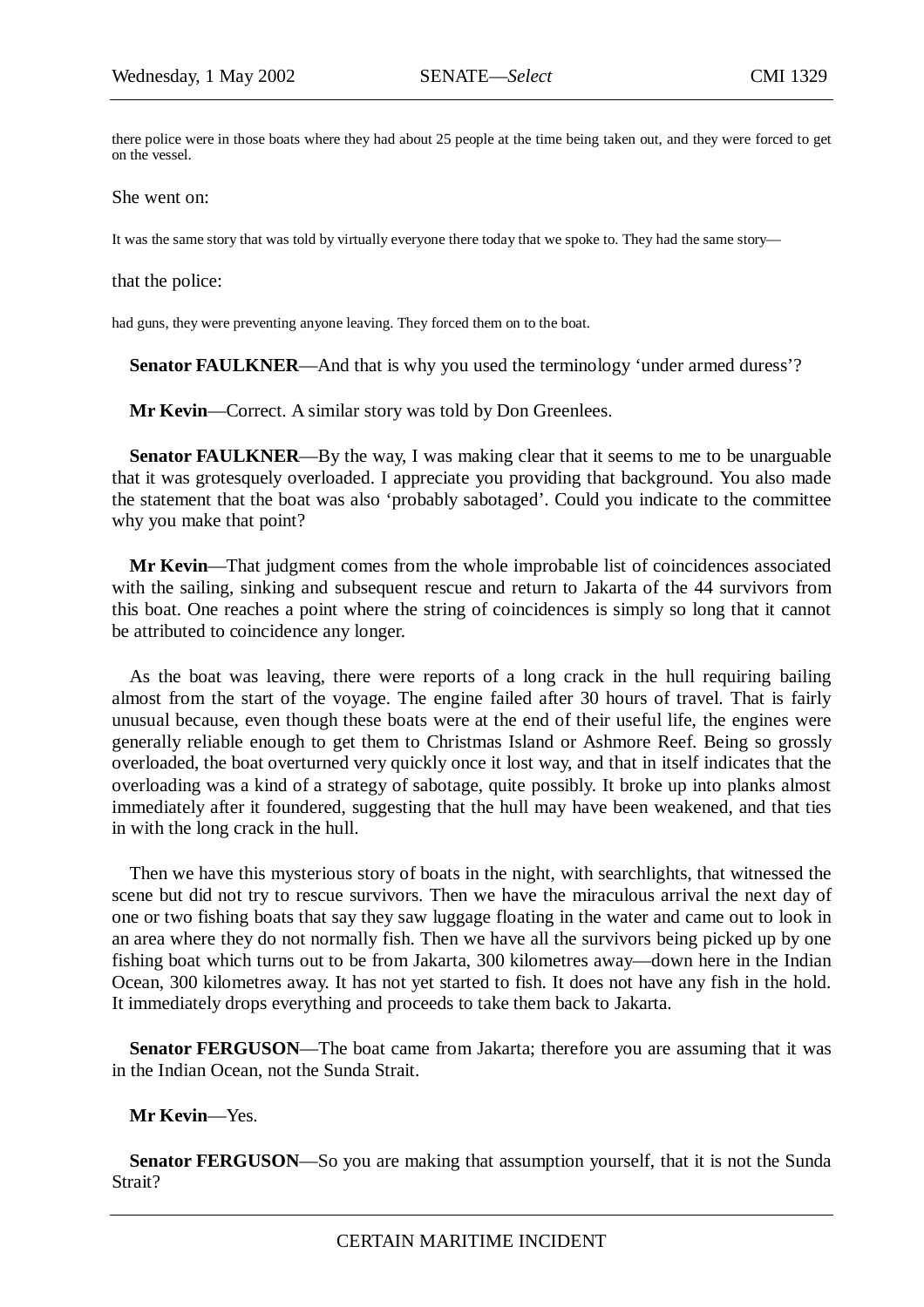there police were in those boats where they had about 25 people at the time being taken out, and they were forced to get on the vessel.

She went on:

It was the same story that was told by virtually everyone there today that we spoke to. They had the same story—

that the police:

had guns, they were preventing anyone leaving. They forced them on to the boat.

**Senator FAULKNER**—And that is why you used the terminology 'under armed duress'?

**Mr Kevin**—Correct. A similar story was told by Don Greenlees.

**Senator FAULKNER**—By the way, I was making clear that it seems to me to be unarguable that it was grotesquely overloaded. I appreciate you providing that background. You also made the statement that the boat was also 'probably sabotaged'. Could you indicate to the committee why you make that point?

**Mr Kevin**—That judgment comes from the whole improbable list of coincidences associated with the sailing, sinking and subsequent rescue and return to Jakarta of the 44 survivors from this boat. One reaches a point where the string of coincidences is simply so long that it cannot be attributed to coincidence any longer.

As the boat was leaving, there were reports of a long crack in the hull requiring bailing almost from the start of the voyage. The engine failed after 30 hours of travel. That is fairly unusual because, even though these boats were at the end of their useful life, the engines were generally reliable enough to get them to Christmas Island or Ashmore Reef. Being so grossly overloaded, the boat overturned very quickly once it lost way, and that in itself indicates that the overloading was a kind of a strategy of sabotage, quite possibly. It broke up into planks almost immediately after it foundered, suggesting that the hull may have been weakened, and that ties in with the long crack in the hull.

Then we have this mysterious story of boats in the night, with searchlights, that witnessed the scene but did not try to rescue survivors. Then we have the miraculous arrival the next day of one or two fishing boats that say they saw luggage floating in the water and came out to look in an area where they do not normally fish. Then we have all the survivors being picked up by one fishing boat which turns out to be from Jakarta, 300 kilometres away—down here in the Indian Ocean, 300 kilometres away. It has not yet started to fish. It does not have any fish in the hold. It immediately drops everything and proceeds to take them back to Jakarta.

**Senator FERGUSON**—The boat came from Jakarta; therefore you are assuming that it was in the Indian Ocean, not the Sunda Strait.

**Mr Kevin**—Yes.

**Senator FERGUSON**—So you are making that assumption yourself, that it is not the Sunda Strait?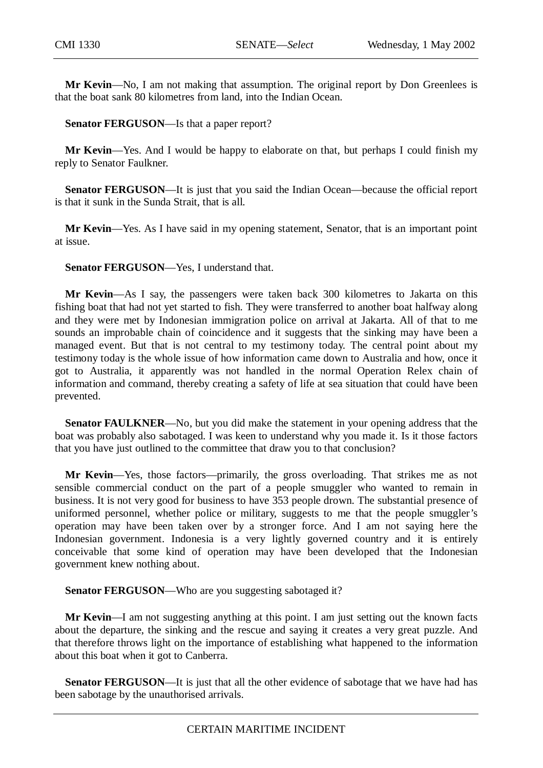**Mr Kevin**—No, I am not making that assumption. The original report by Don Greenlees is that the boat sank 80 kilometres from land, into the Indian Ocean.

**Senator FERGUSON**—Is that a paper report?

**Mr Kevin**—Yes. And I would be happy to elaborate on that, but perhaps I could finish my reply to Senator Faulkner.

**Senator FERGUSON**—It is just that you said the Indian Ocean—because the official report is that it sunk in the Sunda Strait, that is all.

**Mr Kevin**—Yes. As I have said in my opening statement, Senator, that is an important point at issue.

**Senator FERGUSON**—Yes, I understand that.

**Mr Kevin**—As I say, the passengers were taken back 300 kilometres to Jakarta on this fishing boat that had not yet started to fish. They were transferred to another boat halfway along and they were met by Indonesian immigration police on arrival at Jakarta. All of that to me sounds an improbable chain of coincidence and it suggests that the sinking may have been a managed event. But that is not central to my testimony today. The central point about my testimony today is the whole issue of how information came down to Australia and how, once it got to Australia, it apparently was not handled in the normal Operation Relex chain of information and command, thereby creating a safety of life at sea situation that could have been prevented.

**Senator FAULKNER**—No, but you did make the statement in your opening address that the boat was probably also sabotaged. I was keen to understand why you made it. Is it those factors that you have just outlined to the committee that draw you to that conclusion?

**Mr Kevin**—Yes, those factors—primarily, the gross overloading. That strikes me as not sensible commercial conduct on the part of a people smuggler who wanted to remain in business. It is not very good for business to have 353 people drown. The substantial presence of uniformed personnel, whether police or military, suggests to me that the people smuggler's operation may have been taken over by a stronger force. And I am not saying here the Indonesian government. Indonesia is a very lightly governed country and it is entirely conceivable that some kind of operation may have been developed that the Indonesian government knew nothing about.

**Senator FERGUSON**—Who are you suggesting sabotaged it?

**Mr Kevin**—I am not suggesting anything at this point. I am just setting out the known facts about the departure, the sinking and the rescue and saying it creates a very great puzzle. And that therefore throws light on the importance of establishing what happened to the information about this boat when it got to Canberra.

**Senator FERGUSON**—It is just that all the other evidence of sabotage that we have had has been sabotage by the unauthorised arrivals.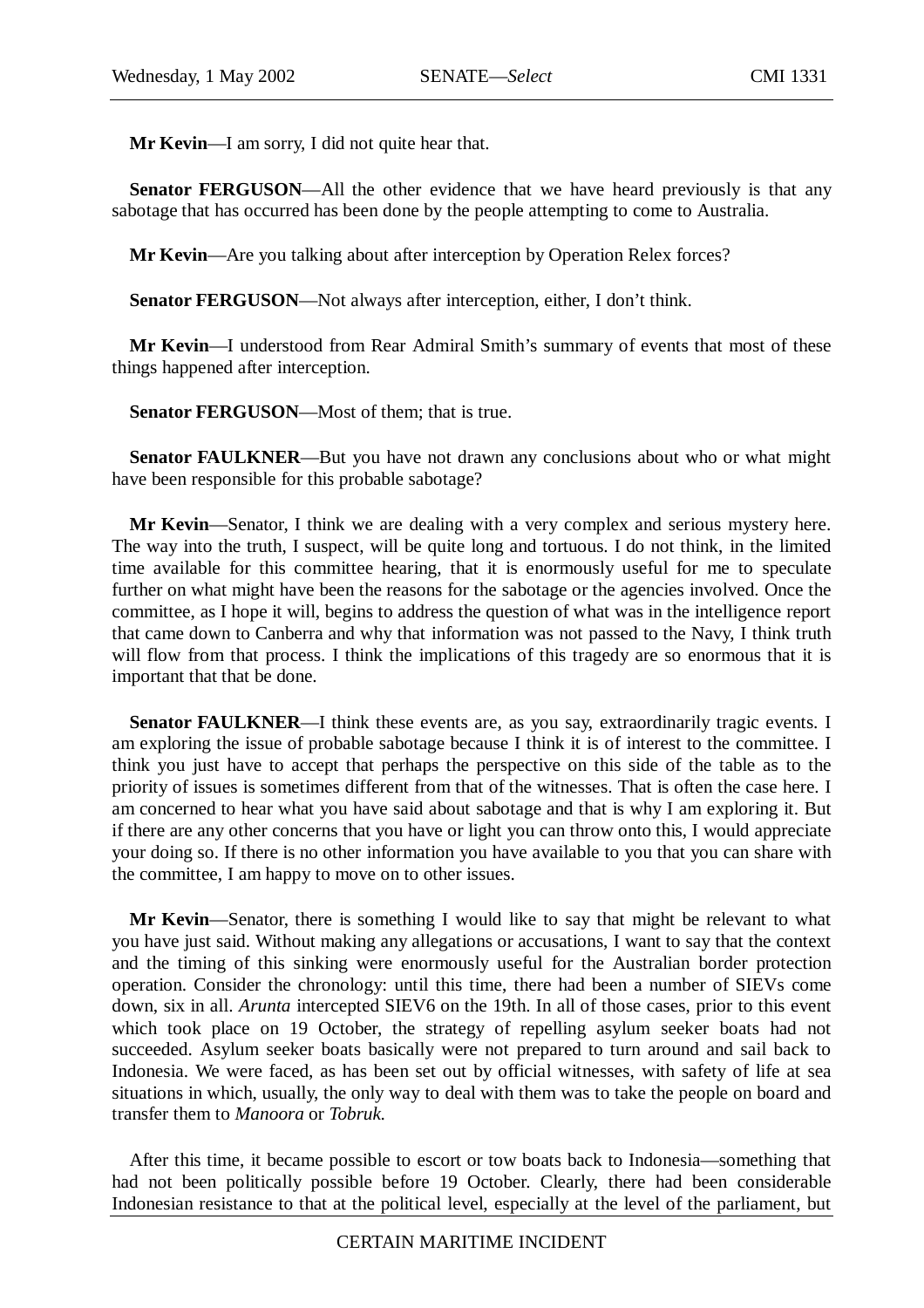**Mr Kevin**—I am sorry, I did not quite hear that.

**Senator FERGUSON**—All the other evidence that we have heard previously is that any sabotage that has occurred has been done by the people attempting to come to Australia.

**Mr Kevin**—Are you talking about after interception by Operation Relex forces?

**Senator FERGUSON**—Not always after interception, either, I don't think.

**Mr Kevin**—I understood from Rear Admiral Smith's summary of events that most of these things happened after interception.

**Senator FERGUSON**—Most of them; that is true.

**Senator FAULKNER**—But you have not drawn any conclusions about who or what might have been responsible for this probable sabotage?

**Mr Kevin**—Senator, I think we are dealing with a very complex and serious mystery here. The way into the truth, I suspect, will be quite long and tortuous. I do not think, in the limited time available for this committee hearing, that it is enormously useful for me to speculate further on what might have been the reasons for the sabotage or the agencies involved. Once the committee, as I hope it will, begins to address the question of what was in the intelligence report that came down to Canberra and why that information was not passed to the Navy, I think truth will flow from that process. I think the implications of this tragedy are so enormous that it is important that that be done.

**Senator FAULKNER**—I think these events are, as you say, extraordinarily tragic events. I am exploring the issue of probable sabotage because I think it is of interest to the committee. I think you just have to accept that perhaps the perspective on this side of the table as to the priority of issues is sometimes different from that of the witnesses. That is often the case here. I am concerned to hear what you have said about sabotage and that is why I am exploring it. But if there are any other concerns that you have or light you can throw onto this, I would appreciate your doing so. If there is no other information you have available to you that you can share with the committee, I am happy to move on to other issues.

**Mr Kevin**—Senator, there is something I would like to say that might be relevant to what you have just said. Without making any allegations or accusations, I want to say that the context and the timing of this sinking were enormously useful for the Australian border protection operation. Consider the chronology: until this time, there had been a number of SIEVs come down, six in all. *Arunta* intercepted SIEV6 on the 19th. In all of those cases, prior to this event which took place on 19 October, the strategy of repelling asylum seeker boats had not succeeded. Asylum seeker boats basically were not prepared to turn around and sail back to Indonesia. We were faced, as has been set out by official witnesses, with safety of life at sea situations in which, usually, the only way to deal with them was to take the people on board and transfer them to *Manoora* or *Tobruk.*

After this time, it became possible to escort or tow boats back to Indonesia—something that had not been politically possible before 19 October. Clearly, there had been considerable Indonesian resistance to that at the political level, especially at the level of the parliament, but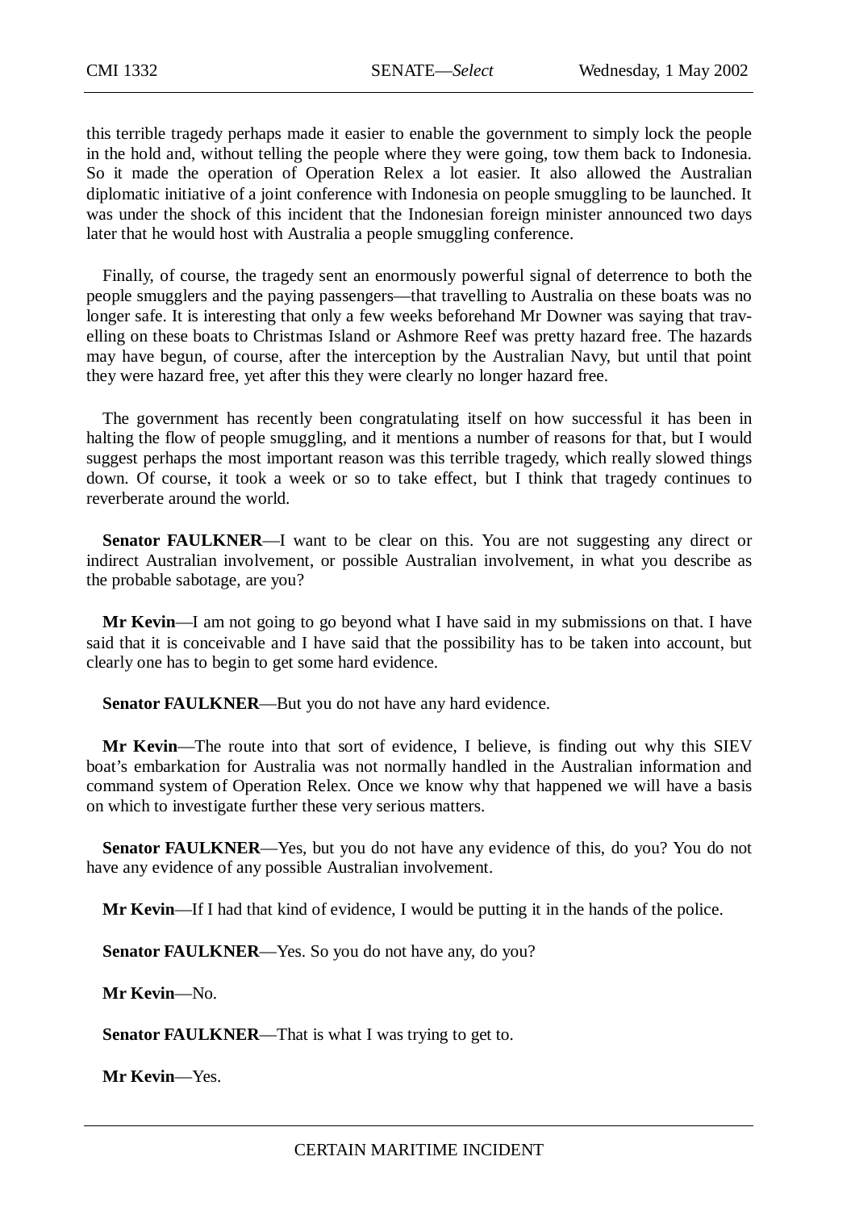this terrible tragedy perhaps made it easier to enable the government to simply lock the people in the hold and, without telling the people where they were going, tow them back to Indonesia. So it made the operation of Operation Relex a lot easier. It also allowed the Australian diplomatic initiative of a joint conference with Indonesia on people smuggling to be launched. It was under the shock of this incident that the Indonesian foreign minister announced two days later that he would host with Australia a people smuggling conference.

Finally, of course, the tragedy sent an enormously powerful signal of deterrence to both the people smugglers and the paying passengers—that travelling to Australia on these boats was no longer safe. It is interesting that only a few weeks beforehand Mr Downer was saying that travelling on these boats to Christmas Island or Ashmore Reef was pretty hazard free. The hazards may have begun, of course, after the interception by the Australian Navy, but until that point they were hazard free, yet after this they were clearly no longer hazard free.

The government has recently been congratulating itself on how successful it has been in halting the flow of people smuggling, and it mentions a number of reasons for that, but I would suggest perhaps the most important reason was this terrible tragedy, which really slowed things down. Of course, it took a week or so to take effect, but I think that tragedy continues to reverberate around the world.

**Senator FAULKNER**—I want to be clear on this. You are not suggesting any direct or indirect Australian involvement, or possible Australian involvement, in what you describe as the probable sabotage, are you?

**Mr Kevin**—I am not going to go beyond what I have said in my submissions on that. I have said that it is conceivable and I have said that the possibility has to be taken into account, but clearly one has to begin to get some hard evidence.

**Senator FAULKNER**—But you do not have any hard evidence.

**Mr Kevin**—The route into that sort of evidence, I believe, is finding out why this SIEV boat's embarkation for Australia was not normally handled in the Australian information and command system of Operation Relex. Once we know why that happened we will have a basis on which to investigate further these very serious matters.

**Senator FAULKNER**—Yes, but you do not have any evidence of this, do you? You do not have any evidence of any possible Australian involvement.

**Mr Kevin**—If I had that kind of evidence, I would be putting it in the hands of the police.

**Senator FAULKNER**—Yes. So you do not have any, do you?

**Mr Kevin**—No.

**Senator FAULKNER**—That is what I was trying to get to.

**Mr Kevin**—Yes.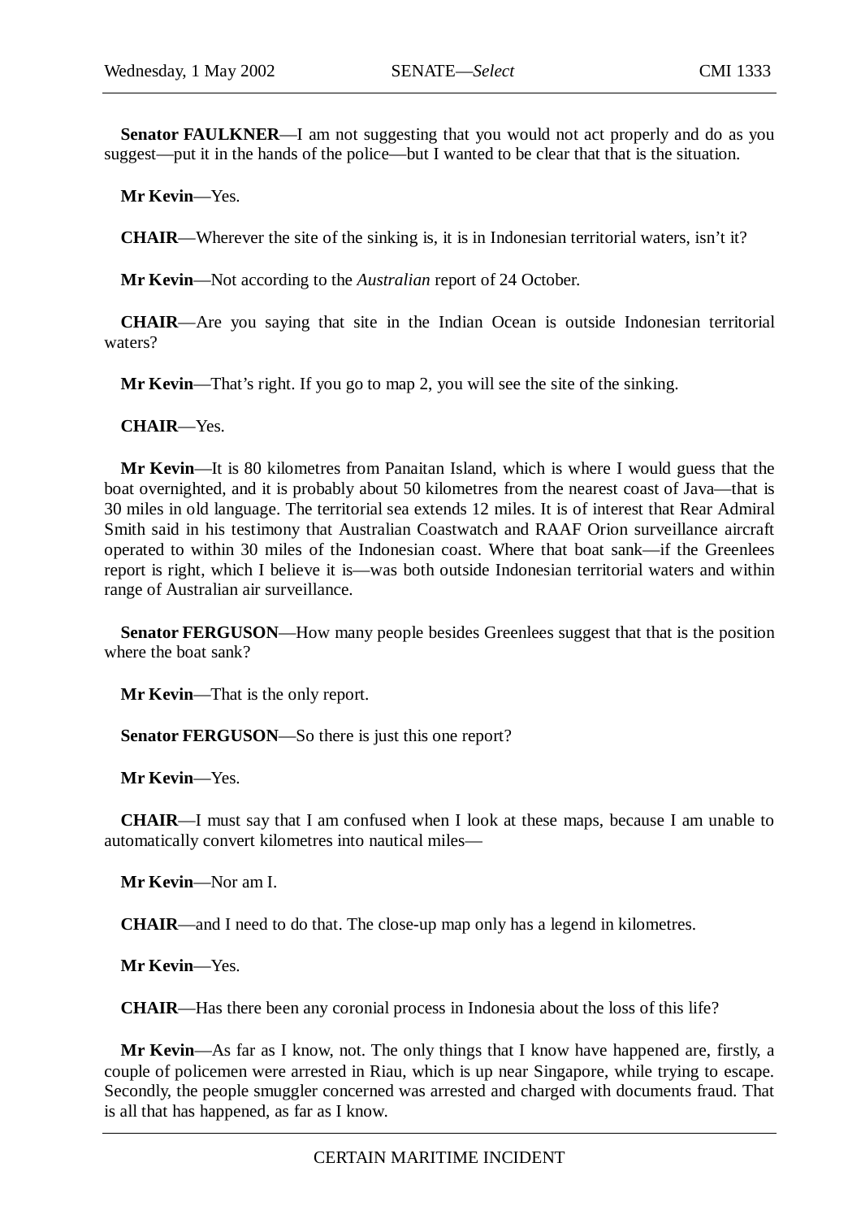**Senator FAULKNER**—I am not suggesting that you would not act properly and do as you suggest—put it in the hands of the police—but I wanted to be clear that that is the situation.

**Mr Kevin**—Yes.

**CHAIR**—Wherever the site of the sinking is, it is in Indonesian territorial waters, isn't it?

**Mr Kevin**—Not according to the *Australian* report of 24 October.

**CHAIR**—Are you saying that site in the Indian Ocean is outside Indonesian territorial waters?

**Mr Kevin**—That's right. If you go to map 2, you will see the site of the sinking.

**CHAIR**—Yes.

**Mr Kevin**—It is 80 kilometres from Panaitan Island, which is where I would guess that the boat overnighted, and it is probably about 50 kilometres from the nearest coast of Java—that is 30 miles in old language. The territorial sea extends 12 miles. It is of interest that Rear Admiral Smith said in his testimony that Australian Coastwatch and RAAF Orion surveillance aircraft operated to within 30 miles of the Indonesian coast. Where that boat sank—if the Greenlees report is right, which I believe it is—was both outside Indonesian territorial waters and within range of Australian air surveillance.

**Senator FERGUSON**—How many people besides Greenlees suggest that that is the position where the boat sank?

**Mr Kevin**—That is the only report.

**Senator FERGUSON**—So there is just this one report?

**Mr Kevin**—Yes.

**CHAIR**—I must say that I am confused when I look at these maps, because I am unable to automatically convert kilometres into nautical miles—

**Mr Kevin**—Nor am I.

**CHAIR**—and I need to do that. The close-up map only has a legend in kilometres.

**Mr Kevin**—Yes.

**CHAIR**—Has there been any coronial process in Indonesia about the loss of this life?

**Mr Kevin**—As far as I know, not. The only things that I know have happened are, firstly, a couple of policemen were arrested in Riau, which is up near Singapore, while trying to escape. Secondly, the people smuggler concerned was arrested and charged with documents fraud. That is all that has happened, as far as I know.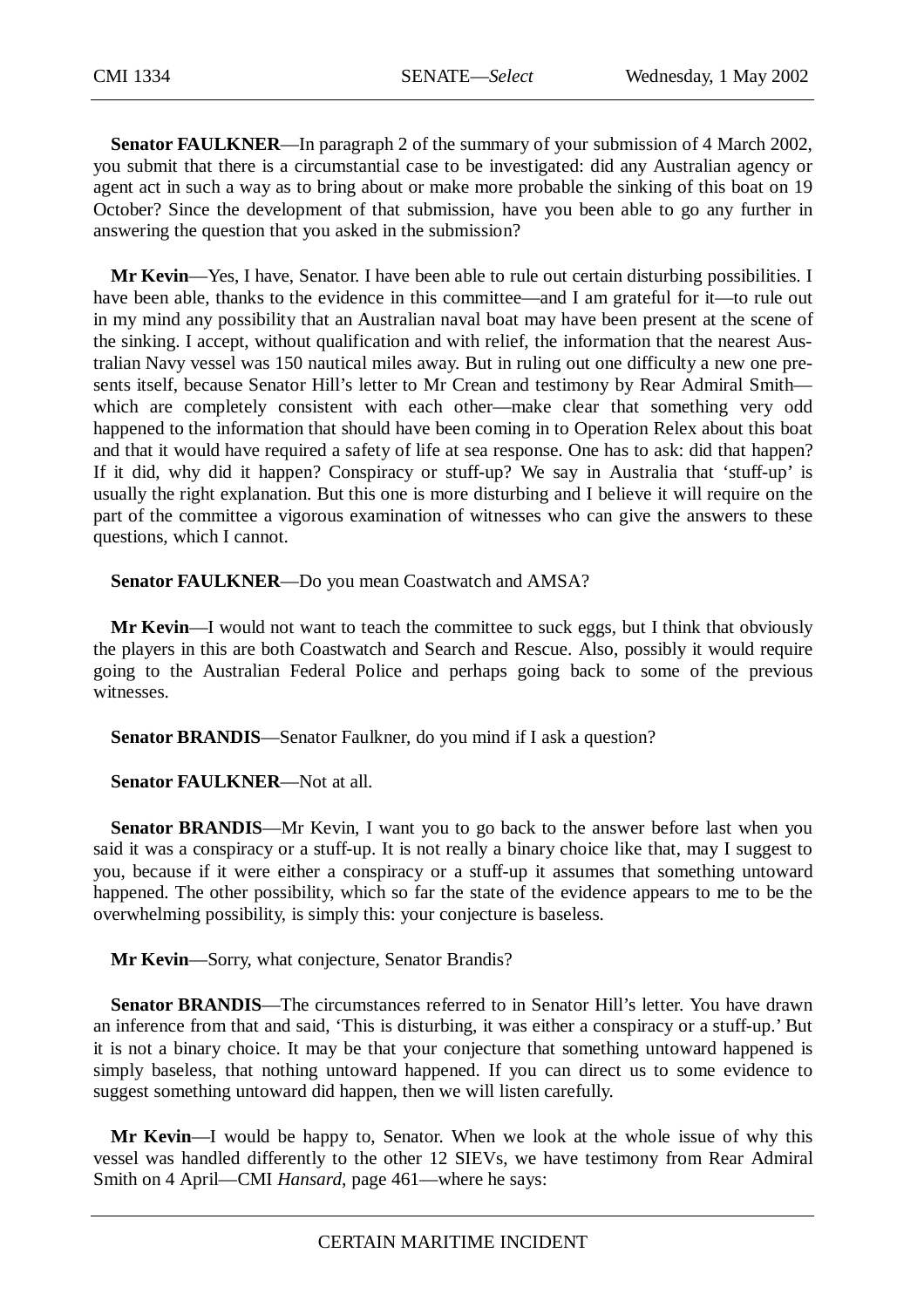**Senator FAULKNER**—In paragraph 2 of the summary of your submission of 4 March 2002, you submit that there is a circumstantial case to be investigated: did any Australian agency or agent act in such a way as to bring about or make more probable the sinking of this boat on 19 October? Since the development of that submission, have you been able to go any further in answering the question that you asked in the submission?

**Mr Kevin**—Yes, I have, Senator. I have been able to rule out certain disturbing possibilities. I have been able, thanks to the evidence in this committee—and I am grateful for it—to rule out in my mind any possibility that an Australian naval boat may have been present at the scene of the sinking. I accept, without qualification and with relief, the information that the nearest Australian Navy vessel was 150 nautical miles away. But in ruling out one difficulty a new one presents itself, because Senator Hill's letter to Mr Crean and testimony by Rear Admiral Smith—which are completely consistent with each other—make clear that something very odd happened to the information that should have been coming in to Operation Relex about this boat and that it would have required a safety of life at sea response. One has to ask: did that happen? If it did, why did it happen? Conspiracy or stuff-up? We say in Australia that 'stuff-up' is usually the right explanation. But this one is more disturbing and I believe it will require on the part of the committee a vigorous examination of witnesses who can give the answers to these questions, which I cannot.

**Senator FAULKNER**—Do you mean Coastwatch and AMSA?

**Mr Kevin**—I would not want to teach the committee to suck eggs, but I think that obviously the players in this are both Coastwatch and Search and Rescue. Also, possibly it would require going to the Australian Federal Police and perhaps going back to some of the previous witnesses.

**Senator BRANDIS**—Senator Faulkner, do you mind if I ask a question?

**Senator FAULKNER**—Not at all.

**Senator BRANDIS**—Mr Kevin, I want you to go back to the answer before last when you said it was a conspiracy or a stuff-up. It is not really a binary choice like that, may I suggest to you, because if it were either a conspiracy or a stuff-up it assumes that something untoward happened. The other possibility, which so far the state of the evidence appears to me to be the overwhelming possibility, is simply this: your conjecture is baseless.

**Mr Kevin**—Sorry, what conjecture, Senator Brandis?

**Senator BRANDIS**—The circumstances referred to in Senator Hill's letter. You have drawn an inference from that and said, 'This is disturbing, it was either a conspiracy or a stuff-up.' But it is not a binary choice. It may be that your conjecture that something untoward happened is simply baseless, that nothing untoward happened. If you can direct us to some evidence to suggest something untoward did happen, then we will listen carefully.

**Mr Kevin**—I would be happy to, Senator. When we look at the whole issue of why this vessel was handled differently to the other 12 SIEVs, we have testimony from Rear Admiral Smith on 4 April—CMI *Hansard*, page 461—where he says: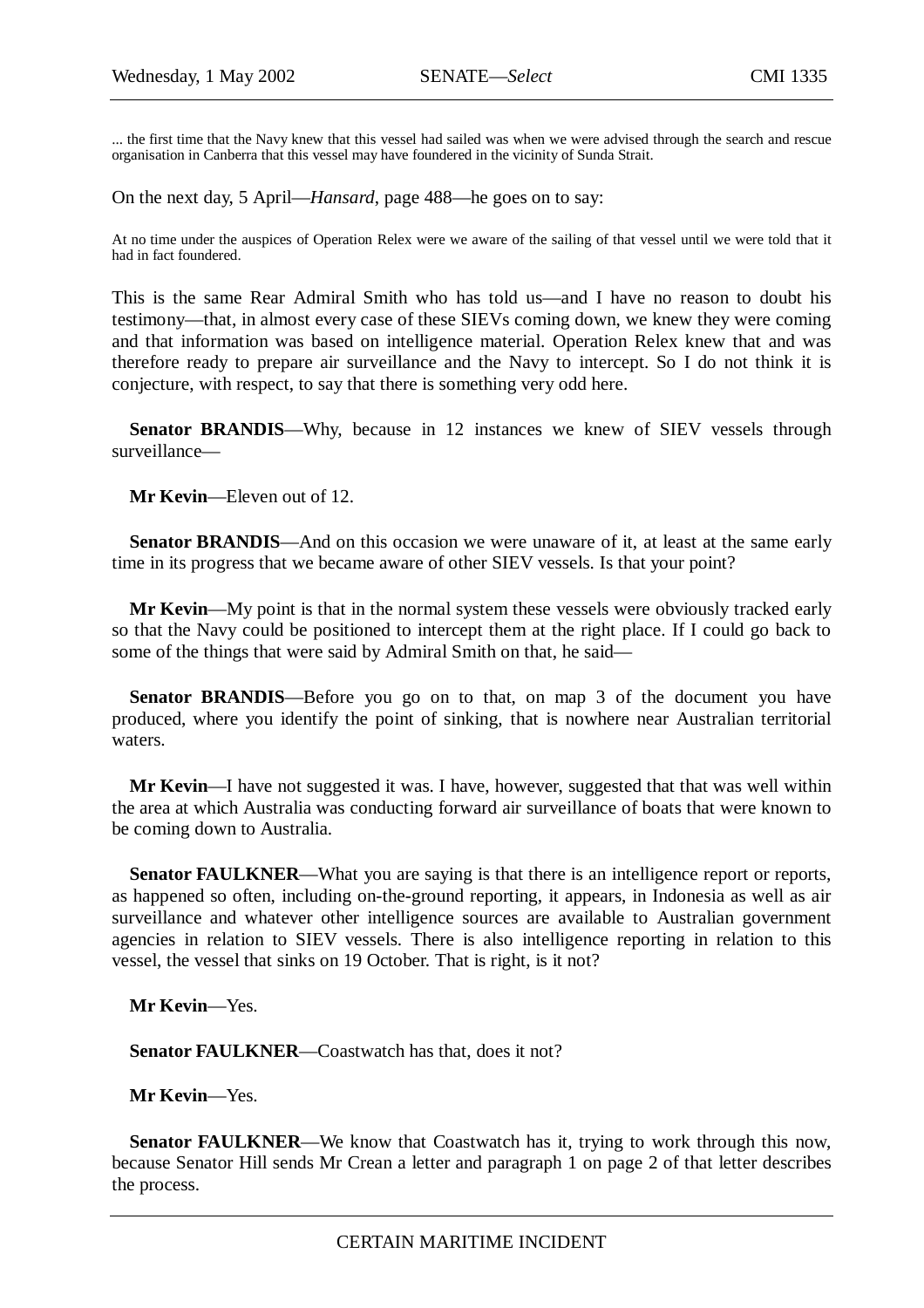> ... the first time that the Navy knew that this vessel had sailed was when we were advised through the search and rescue organisation in Canberra that this vessel may have foundered in the vicinity of Sunda Strait.

On the next day, 5 April—*Hansard*, page 488—he goes on to say:

> At no time under the auspices of Operation Relex were we aware of the sailing of that vessel until we were told that it had in fact foundered.

This is the same Rear Admiral Smith who has told us—and I have no reason to doubt his testimony—that, in almost every case of these SIEVs coming down, we knew they were coming and that information was based on intelligence material. Operation Relex knew that and was therefore ready to prepare air surveillance and the Navy to intercept. So I do not think it is conjecture, with respect, to say that there is something very odd here.

**Senator BRANDIS**—Why, because in 12 instances we knew of SIEV vessels through surveillance—

**Mr Kevin**—Eleven out of 12.

**Senator BRANDIS**—And on this occasion we were unaware of it, at least at the same early time in its progress that we became aware of other SIEV vessels. Is that your point?

**Mr Kevin**—My point is that in the normal system these vessels were obviously tracked early so that the Navy could be positioned to intercept them at the right place. If I could go back to some of the things that were said by Admiral Smith on that, he said—

**Senator BRANDIS**—Before you go on to that, on map 3 of the document you have produced, where you identify the point of sinking, that is nowhere near Australian territorial waters.

**Mr Kevin**—I have not suggested it was. I have, however, suggested that that was well within the area at which Australia was conducting forward air surveillance of boats that were known to be coming down to Australia.

**Senator FAULKNER**—What you are saying is that there is an intelligence report or reports, as happened so often, including on-the-ground reporting, it appears, in Indonesia as well as air surveillance and whatever other intelligence sources are available to Australian government agencies in relation to SIEV vessels. There is also intelligence reporting in relation to this vessel, the vessel that sinks on 19 October. That is right, is it not?

**Mr Kevin**—Yes.

**Senator FAULKNER**—Coastwatch has that, does it not?

**Mr Kevin**—Yes.

**Senator FAULKNER**—We know that Coastwatch has it, trying to work through this now, because Senator Hill sends Mr Crean a letter and paragraph 1 on page 2 of that letter describes the process.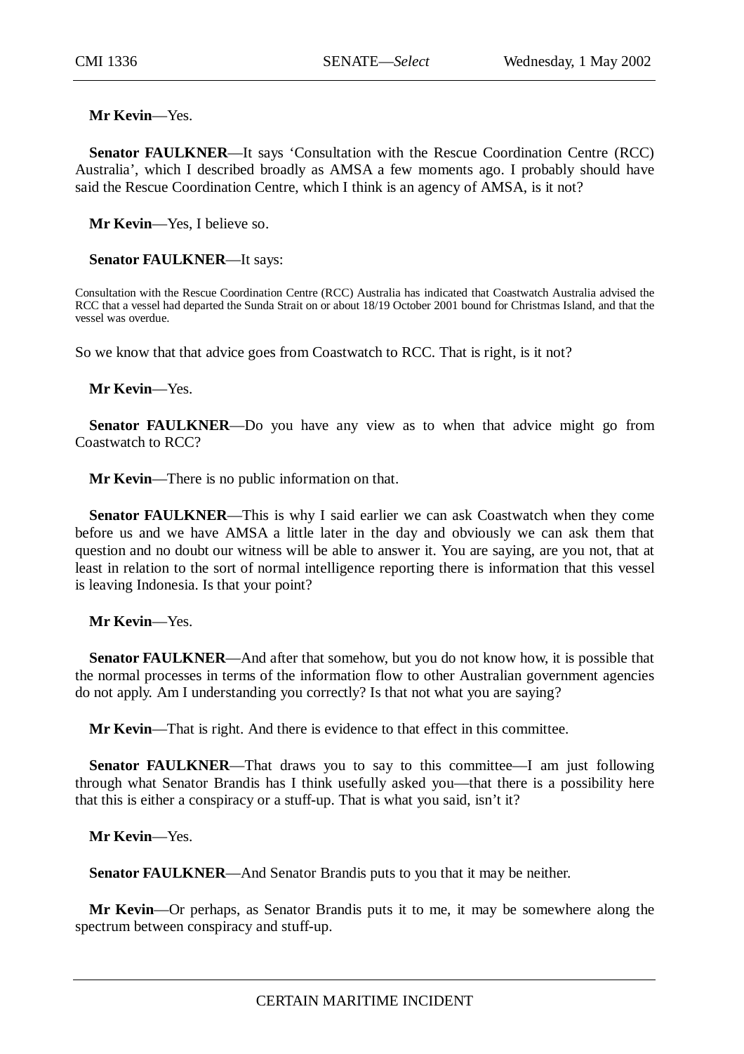**Mr Kevin**—Yes.

**Senator FAULKNER**—It says 'Consultation with the Rescue Coordination Centre (RCC) Australia', which I described broadly as AMSA a few moments ago. I probably should have said the Rescue Coordination Centre, which I think is an agency of AMSA, is it not?

**Mr Kevin**—Yes, I believe so.

**Senator FAULKNER**—It says:

> Consultation with the Rescue Coordination Centre (RCC) Australia has indicated that Coastwatch Australia advised the RCC that a vessel had departed the Sunda Strait on or about 18/19 October 2001 bound for Christmas Island, and that the vessel was overdue.

So we know that that advice goes from Coastwatch to RCC. That is right, is it not?

**Mr Kevin**—Yes.

**Senator FAULKNER**—Do you have any view as to when that advice might go from Coastwatch to RCC?

**Mr Kevin**—There is no public information on that.

**Senator FAULKNER**—This is why I said earlier we can ask Coastwatch when they come before us and we have AMSA a little later in the day and obviously we can ask them that question and no doubt our witness will be able to answer it. You are saying, are you not, that at least in relation to the sort of normal intelligence reporting there is information that this vessel is leaving Indonesia. Is that your point?

**Mr Kevin**—Yes.

**Senator FAULKNER**—And after that somehow, but you do not know how, it is possible that the normal processes in terms of the information flow to other Australian government agencies do not apply. Am I understanding you correctly? Is that not what you are saying?

**Mr Kevin**—That is right. And there is evidence to that effect in this committee.

**Senator FAULKNER**—That draws you to say to this committee—I am just following through what Senator Brandis has I think usefully asked you—that there is a possibility here that this is either a conspiracy or a stuff-up. That is what you said, isn't it?

**Mr Kevin**—Yes.

**Senator FAULKNER**—And Senator Brandis puts to you that it may be neither.

**Mr Kevin**—Or perhaps, as Senator Brandis puts it to me, it may be somewhere along the spectrum between conspiracy and stuff-up.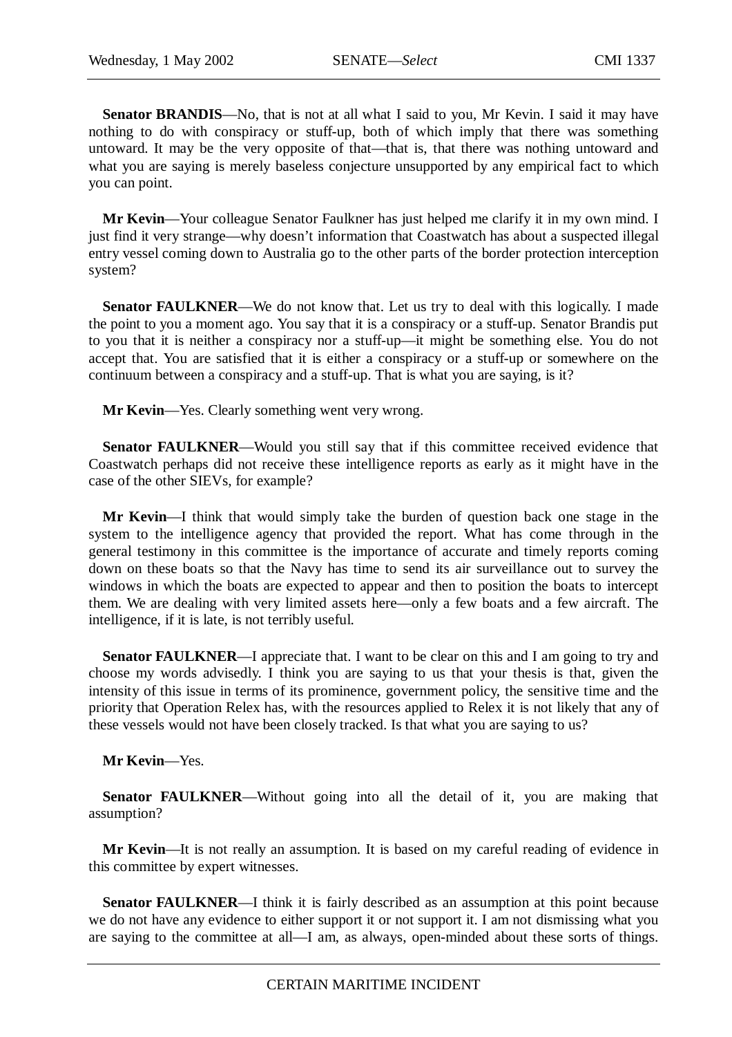**Senator BRANDIS**—No, that is not at all what I said to you, Mr Kevin. I said it may have nothing to do with conspiracy or stuff-up, both of which imply that there was something untoward. It may be the very opposite of that—that is, that there was nothing untoward and what you are saying is merely baseless conjecture unsupported by any empirical fact to which you can point.

**Mr Kevin**—Your colleague Senator Faulkner has just helped me clarify it in my own mind. I just find it very strange—why doesn't information that Coastwatch has about a suspected illegal entry vessel coming down to Australia go to the other parts of the border protection interception system?

**Senator FAULKNER**—We do not know that. Let us try to deal with this logically. I made the point to you a moment ago. You say that it is a conspiracy or a stuff-up. Senator Brandis put to you that it is neither a conspiracy nor a stuff-up—it might be something else. You do not accept that. You are satisfied that it is either a conspiracy or a stuff-up or somewhere on the continuum between a conspiracy and a stuff-up. That is what you are saying, is it?

**Mr Kevin**—Yes. Clearly something went very wrong.

**Senator FAULKNER**—Would you still say that if this committee received evidence that Coastwatch perhaps did not receive these intelligence reports as early as it might have in the case of the other SIEVs, for example?

**Mr Kevin**—I think that would simply take the burden of question back one stage in the system to the intelligence agency that provided the report. What has come through in the general testimony in this committee is the importance of accurate and timely reports coming down on these boats so that the Navy has time to send its air surveillance out to survey the windows in which the boats are expected to appear and then to position the boats to intercept them. We are dealing with very limited assets here—only a few boats and a few aircraft. The intelligence, if it is late, is not terribly useful.

**Senator FAULKNER**—I appreciate that. I want to be clear on this and I am going to try and choose my words advisedly. I think you are saying to us that your thesis is that, given the intensity of this issue in terms of its prominence, government policy, the sensitive time and the priority that Operation Relex has, with the resources applied to Relex it is not likely that any of these vessels would not have been closely tracked. Is that what you are saying to us?

**Mr Kevin**—Yes.

**Senator FAULKNER**—Without going into all the detail of it, you are making that assumption?

**Mr Kevin**—It is not really an assumption. It is based on my careful reading of evidence in this committee by expert witnesses.

**Senator FAULKNER**—I think it is fairly described as an assumption at this point because we do not have any evidence to either support it or not support it. I am not dismissing what you are saying to the committee at all—I am, as always, open-minded about these sorts of things.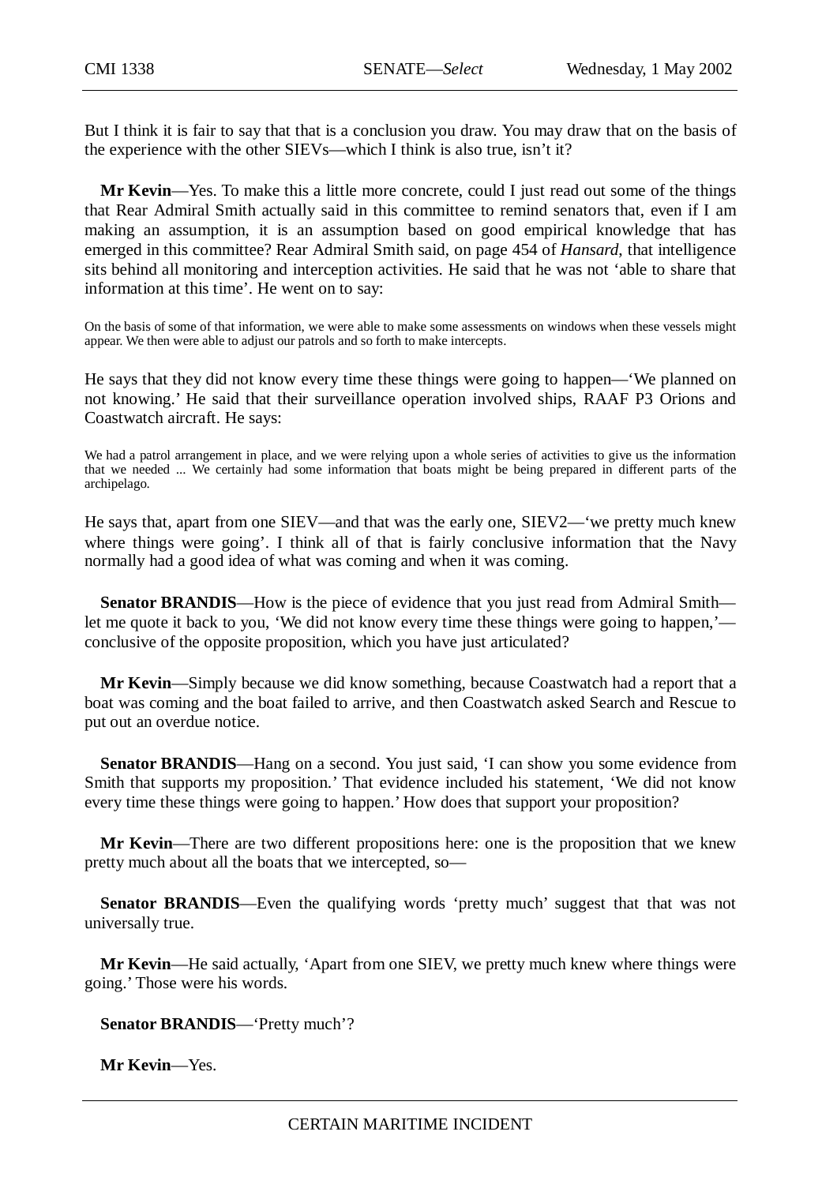But I think it is fair to say that that is a conclusion you draw. You may draw that on the basis of the experience with the other SIEVs—which I think is also true, isn't it?

**Mr Kevin**—Yes. To make this a little more concrete, could I just read out some of the things that Rear Admiral Smith actually said in this committee to remind senators that, even if I am making an assumption, it is an assumption based on good empirical knowledge that has emerged in this committee? Rear Admiral Smith said, on page 454 of *Hansard*, that intelligence sits behind all monitoring and interception activities. He said that he was not 'able to share that information at this time'. He went on to say:

> On the basis of some of that information, we were able to make some assessments on windows when these vessels might appear. We then were able to adjust our patrols and so forth to make intercepts.

He says that they did not know every time these things were going to happen—'We planned on not knowing.' He said that their surveillance operation involved ships, RAAF P3 Orions and Coastwatch aircraft. He says:

> We had a patrol arrangement in place, and we were relying upon a whole series of activities to give us the information that we needed ... We certainly had some information that boats might be being prepared in different parts of the archipelago.

He says that, apart from one SIEV—and that was the early one, SIEV2—'we pretty much knew where things were going'. I think all of that is fairly conclusive information that the Navy normally had a good idea of what was coming and when it was coming.

**Senator BRANDIS**—How is the piece of evidence that you just read from Admiral Smith—let me quote it back to you, 'We did not know every time these things were going to happen,'—conclusive of the opposite proposition, which you have just articulated?

**Mr Kevin**—Simply because we did know something, because Coastwatch had a report that a boat was coming and the boat failed to arrive, and then Coastwatch asked Search and Rescue to put out an overdue notice.

**Senator BRANDIS**—Hang on a second. You just said, 'I can show you some evidence from Smith that supports my proposition.' That evidence included his statement, 'We did not know every time these things were going to happen.' How does that support your proposition?

**Mr Kevin**—There are two different propositions here: one is the proposition that we knew pretty much about all the boats that we intercepted, so—

**Senator BRANDIS**—Even the qualifying words 'pretty much' suggest that that was not universally true.

**Mr Kevin**—He said actually, 'Apart from one SIEV, we pretty much knew where things were going.' Those were his words.

**Senator BRANDIS**—'Pretty much'?

**Mr Kevin**—Yes.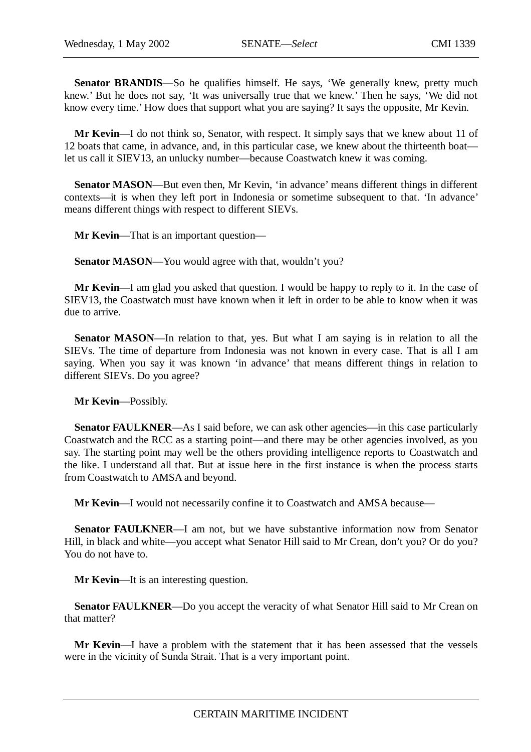**Senator BRANDIS**—So he qualifies himself. He says, 'We generally knew, pretty much knew.' But he does not say, 'It was universally true that we knew.' Then he says, 'We did not know every time.' How does that support what you are saying? It says the opposite, Mr Kevin.

**Mr Kevin**—I do not think so, Senator, with respect. It simply says that we knew about 11 of 12 boats that came, in advance, and, in this particular case, we knew about the thirteenth boat—let us call it SIEV13, an unlucky number—because Coastwatch knew it was coming.

**Senator MASON**—But even then, Mr Kevin, 'in advance' means different things in different contexts—it is when they left port in Indonesia or sometime subsequent to that. 'In advance' means different things with respect to different SIEVs.

**Mr Kevin**—That is an important question—

**Senator MASON**—You would agree with that, wouldn't you?

**Mr Kevin**—I am glad you asked that question. I would be happy to reply to it. In the case of SIEV13, the Coastwatch must have known when it left in order to be able to know when it was due to arrive.

**Senator MASON**—In relation to that, yes. But what I am saying is in relation to all the SIEVs. The time of departure from Indonesia was not known in every case. That is all I am saying. When you say it was known 'in advance' that means different things in relation to different SIEVs. Do you agree?

**Mr Kevin**—Possibly.

**Senator FAULKNER**—As I said before, we can ask other agencies—in this case particularly Coastwatch and the RCC as a starting point—and there may be other agencies involved, as you say. The starting point may well be the others providing intelligence reports to Coastwatch and the like. I understand all that. But at issue here in the first instance is when the process starts from Coastwatch to AMSA and beyond.

**Mr Kevin**—I would not necessarily confine it to Coastwatch and AMSA because—

**Senator FAULKNER**—I am not, but we have substantive information now from Senator Hill, in black and white—you accept what Senator Hill said to Mr Crean, don't you? Or do you? You do not have to.

**Mr Kevin**—It is an interesting question.

**Senator FAULKNER**—Do you accept the veracity of what Senator Hill said to Mr Crean on that matter?

**Mr Kevin**—I have a problem with the statement that it has been assessed that the vessels were in the vicinity of Sunda Strait. That is a very important point.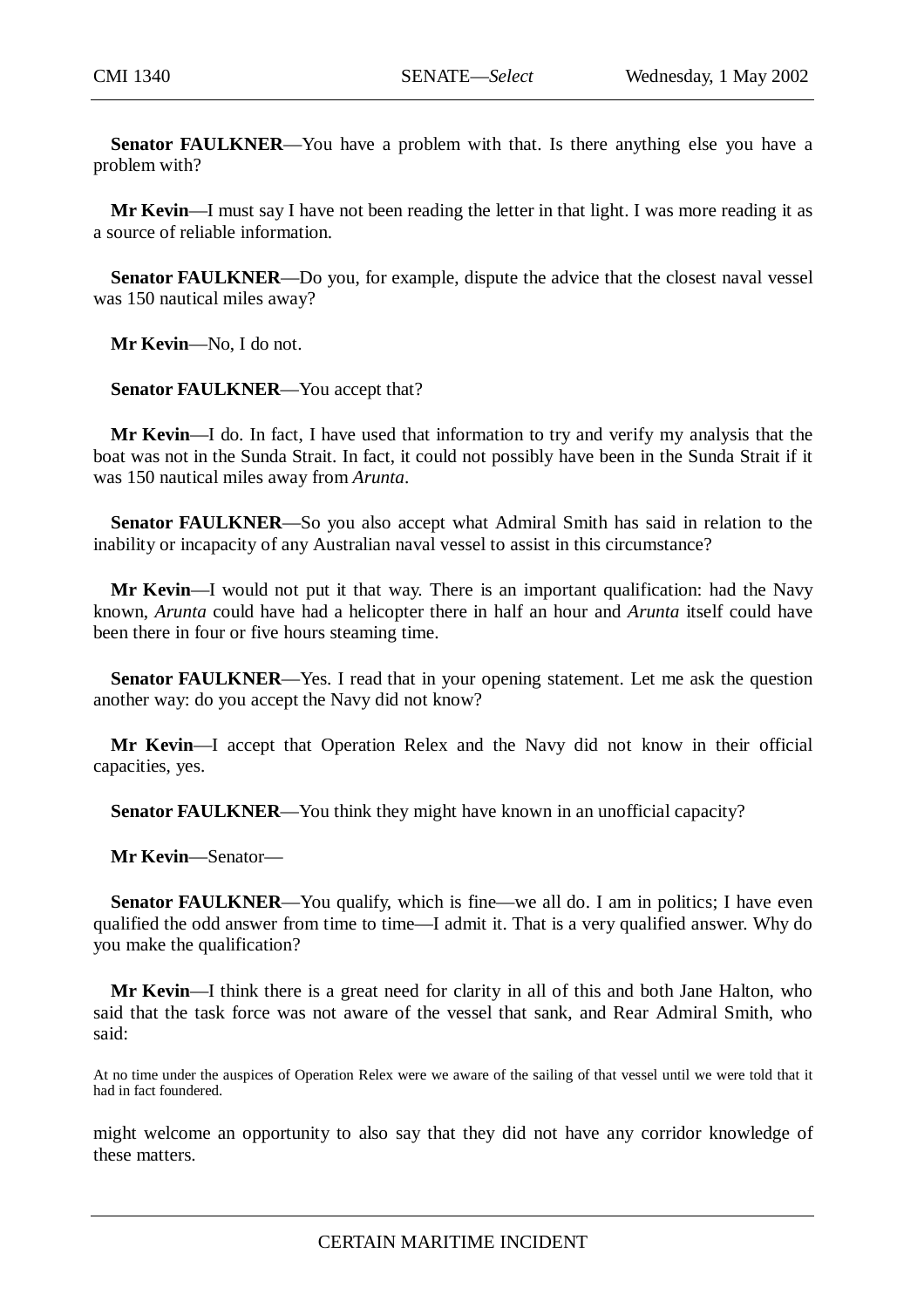**Senator FAULKNER**—You have a problem with that. Is there anything else you have a problem with?

**Mr Kevin**—I must say I have not been reading the letter in that light. I was more reading it as a source of reliable information.

**Senator FAULKNER**—Do you, for example, dispute the advice that the closest naval vessel was 150 nautical miles away?

**Mr Kevin**—No, I do not.

**Senator FAULKNER**—You accept that?

**Mr Kevin**—I do. In fact, I have used that information to try and verify my analysis that the boat was not in the Sunda Strait. In fact, it could not possibly have been in the Sunda Strait if it was 150 nautical miles away from *Arunta*.

**Senator FAULKNER**—So you also accept what Admiral Smith has said in relation to the inability or incapacity of any Australian naval vessel to assist in this circumstance?

**Mr Kevin**—I would not put it that way. There is an important qualification: had the Navy known, *Arunta* could have had a helicopter there in half an hour and *Arunta* itself could have been there in four or five hours steaming time.

**Senator FAULKNER**—Yes. I read that in your opening statement. Let me ask the question another way: do you accept the Navy did not know?

**Mr Kevin**—I accept that Operation Relex and the Navy did not know in their official capacities, yes.

**Senator FAULKNER**—You think they might have known in an unofficial capacity?

**Mr Kevin**—Senator—

**Senator FAULKNER**—You qualify, which is fine—we all do. I am in politics; I have even qualified the odd answer from time to time—I admit it. That is a very qualified answer. Why do you make the qualification?

**Mr Kevin**—I think there is a great need for clarity in all of this and both Jane Halton, who said that the task force was not aware of the vessel that sank, and Rear Admiral Smith, who said:

> At no time under the auspices of Operation Relex were we aware of the sailing of that vessel until we were told that it had in fact foundered.

might welcome an opportunity to also say that they did not have any corridor knowledge of these matters.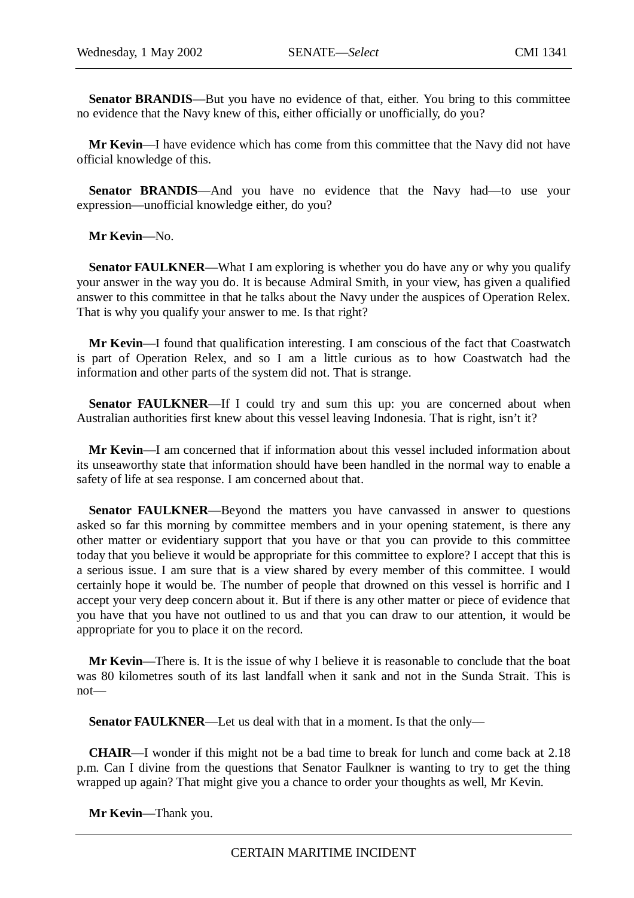**Senator BRANDIS**—But you have no evidence of that, either. You bring to this committee no evidence that the Navy knew of this, either officially or unofficially, do you?

**Mr Kevin**—I have evidence which has come from this committee that the Navy did not have official knowledge of this.

**Senator BRANDIS**—And you have no evidence that the Navy had—to use your expression—unofficial knowledge either, do you?

**Mr Kevin**—No.

**Senator FAULKNER**—What I am exploring is whether you do have any or why you qualify your answer in the way you do. It is because Admiral Smith, in your view, has given a qualified answer to this committee in that he talks about the Navy under the auspices of Operation Relex. That is why you qualify your answer to me. Is that right?

**Mr Kevin**—I found that qualification interesting. I am conscious of the fact that Coastwatch is part of Operation Relex, and so I am a little curious as to how Coastwatch had the information and other parts of the system did not. That is strange.

**Senator FAULKNER**—If I could try and sum this up: you are concerned about when Australian authorities first knew about this vessel leaving Indonesia. That is right, isn't it?

**Mr Kevin**—I am concerned that if information about this vessel included information about its unseaworthy state that information should have been handled in the normal way to enable a safety of life at sea response. I am concerned about that.

**Senator FAULKNER**—Beyond the matters you have canvassed in answer to questions asked so far this morning by committee members and in your opening statement, is there any other matter or evidentiary support that you have or that you can provide to this committee today that you believe it would be appropriate for this committee to explore? I accept that this is a serious issue. I am sure that is a view shared by every member of this committee. I would certainly hope it would be. The number of people that drowned on this vessel is horrific and I accept your very deep concern about it. But if there is any other matter or piece of evidence that you have that you have not outlined to us and that you can draw to our attention, it would be appropriate for you to place it on the record.

**Mr Kevin**—There is. It is the issue of why I believe it is reasonable to conclude that the boat was 80 kilometres south of its last landfall when it sank and not in the Sunda Strait. This is not—

**Senator FAULKNER**—Let us deal with that in a moment. Is that the only—

**CHAIR**—I wonder if this might not be a bad time to break for lunch and come back at 2.18 p.m. Can I divine from the questions that Senator Faulkner is wanting to try to get the thing wrapped up again? That might give you a chance to order your thoughts as well, Mr Kevin.

**Mr Kevin**—Thank you.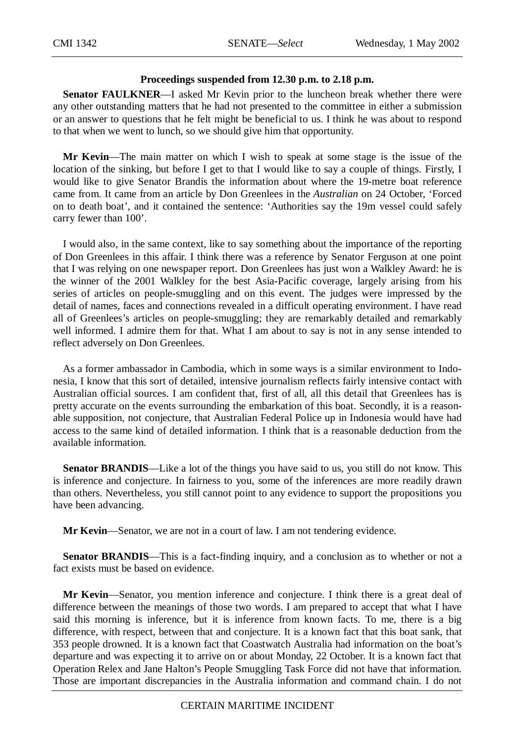**Proceedings suspended from 12.30 p.m. to 2.18 p.m.**

**Senator FAULKNER**—I asked Mr Kevin prior to the luncheon break whether there were any other outstanding matters that he had not presented to the committee in either a submission or an answer to questions that he felt might be beneficial to us. I think he was about to respond to that when we went to lunch, so we should give him that opportunity.

**Mr Kevin**—The main matter on which I wish to speak at some stage is the issue of the location of the sinking, but before I get to that I would like to say a couple of things. Firstly, I would like to give Senator Brandis the information about where the 19-metre boat reference came from. It came from an article by Don Greenlees in the *Australian* on 24 October, 'Forced on to death boat', and it contained the sentence: 'Authorities say the 19m vessel could safely carry fewer than 100'.

I would also, in the same context, like to say something about the importance of the reporting of Don Greenlees in this affair. I think there was a reference by Senator Ferguson at one point that I was relying on one newspaper report. Don Greenlees has just won a Walkley Award: he is the winner of the 2001 Walkley for the best Asia-Pacific coverage, largely arising from his series of articles on people-smuggling and on this event. The judges were impressed by the detail of names, faces and connections revealed in a difficult operating environment. I have read all of Greenlees's articles on people-smuggling; they are remarkably detailed and remarkably well informed. I admire them for that. What I am about to say is not in any sense intended to reflect adversely on Don Greenlees.

As a former ambassador in Cambodia, which in some ways is a similar environment to Indonesia, I know that this sort of detailed, intensive journalism reflects fairly intensive contact with Australian official sources. I am confident that, first of all, all this detail that Greenlees has is pretty accurate on the events surrounding the embarkation of this boat. Secondly, it is a reasonable supposition, not conjecture, that Australian Federal Police up in Indonesia would have had access to the same kind of detailed information. I think that is a reasonable deduction from the available information.

**Senator BRANDIS**—Like a lot of the things you have said to us, you still do not know. This is inference and conjecture. In fairness to you, some of the inferences are more readily drawn than others. Nevertheless, you still cannot point to any evidence to support the propositions you have been advancing.

**Mr Kevin**—Senator, we are not in a court of law. I am not tendering evidence.

**Senator BRANDIS**—This is a fact-finding inquiry, and a conclusion as to whether or not a fact exists must be based on evidence.

**Mr Kevin**—Senator, you mention inference and conjecture. I think there is a great deal of difference between the meanings of those two words. I am prepared to accept that what I have said this morning is inference, but it is inference from known facts. To me, there is a big difference, with respect, between that and conjecture. It is a known fact that this boat sank, that 353 people drowned. It is a known fact that Coastwatch Australia had information on the boat's departure and was expecting it to arrive on or about Monday, 22 October. It is a known fact that Operation Relex and Jane Halton's People Smuggling Task Force did not have that information. Those are important discrepancies in the Australia information and command chain. I do not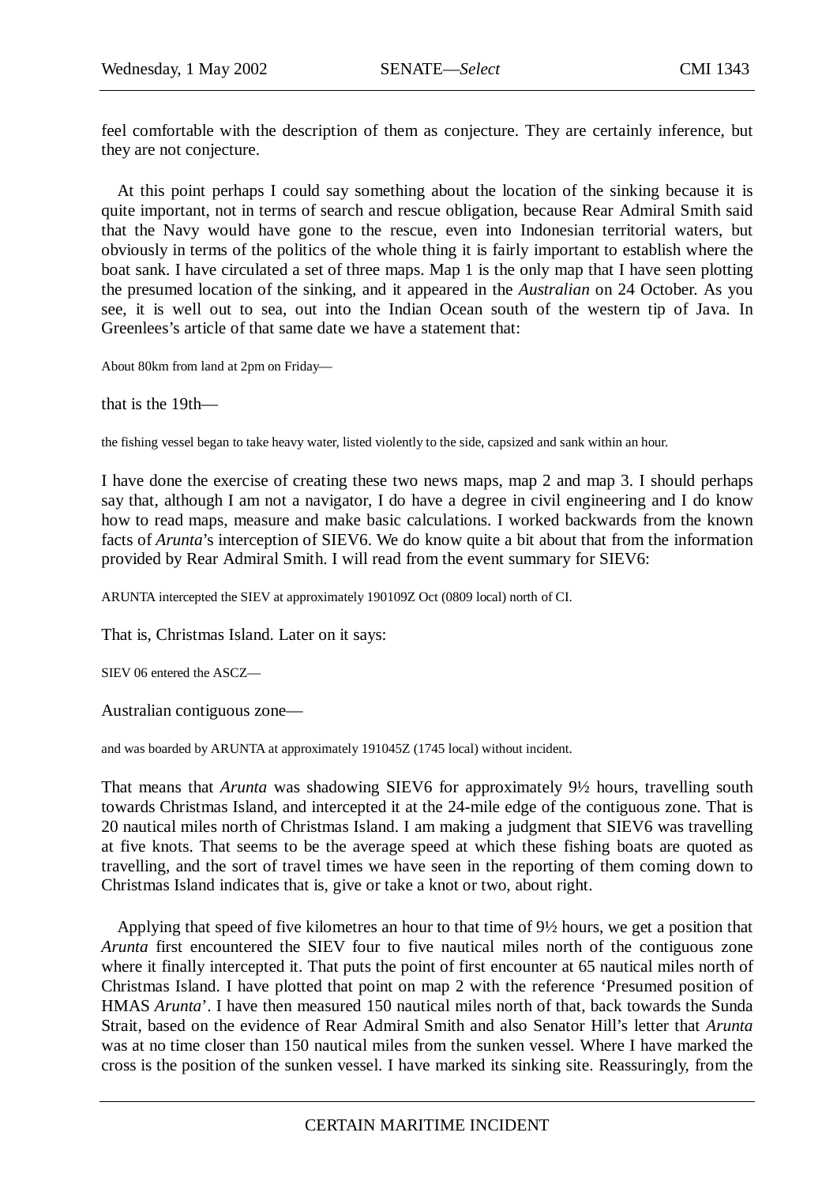feel comfortable with the description of them as conjecture. They are certainly inference, but they are not conjecture.

At this point perhaps I could say something about the location of the sinking because it is quite important, not in terms of search and rescue obligation, because Rear Admiral Smith said that the Navy would have gone to the rescue, even into Indonesian territorial waters, but obviously in terms of the politics of the whole thing it is fairly important to establish where the boat sank. I have circulated a set of three maps. Map 1 is the only map that I have seen plotting the presumed location of the sinking, and it appeared in the *Australian* on 24 October. As you see, it is well out to sea, out into the Indian Ocean south of the western tip of Java. In Greenlees's article of that same date we have a statement that:

About 80km from land at 2pm on Friday—

that is the 19th—

the fishing vessel began to take heavy water, listed violently to the side, capsized and sank within an hour.

I have done the exercise of creating these two news maps, map 2 and map 3. I should perhaps say that, although I am not a navigator, I do have a degree in civil engineering and I do know how to read maps, measure and make basic calculations. I worked backwards from the known facts of *Arunta*'s interception of SIEV6. We do know quite a bit about that from the information provided by Rear Admiral Smith. I will read from the event summary for SIEV6:

ARUNTA intercepted the SIEV at approximately 190109Z Oct (0809 local) north of CI.

That is, Christmas Island. Later on it says:

SIEV 06 entered the ASCZ—

Australian contiguous zone—

and was boarded by ARUNTA at approximately 191045Z (1745 local) without incident.

That means that *Arunta* was shadowing SIEV6 for approximately 9½ hours, travelling south towards Christmas Island, and intercepted it at the 24-mile edge of the contiguous zone. That is 20 nautical miles north of Christmas Island. I am making a judgment that SIEV6 was travelling at five knots. That seems to be the average speed at which these fishing boats are quoted as travelling, and the sort of travel times we have seen in the reporting of them coming down to Christmas Island indicates that is, give or take a knot or two, about right.

Applying that speed of five kilometres an hour to that time of 9½ hours, we get a position that *Arunta* first encountered the SIEV four to five nautical miles north of the contiguous zone where it finally intercepted it. That puts the point of first encounter at 65 nautical miles north of Christmas Island. I have plotted that point on map 2 with the reference 'Presumed position of HMAS *Arunta*'. I have then measured 150 nautical miles north of that, back towards the Sunda Strait, based on the evidence of Rear Admiral Smith and also Senator Hill's letter that *Arunta* was at no time closer than 150 nautical miles from the sunken vessel. Where I have marked the cross is the position of the sunken vessel. I have marked its sinking site. Reassuringly, from the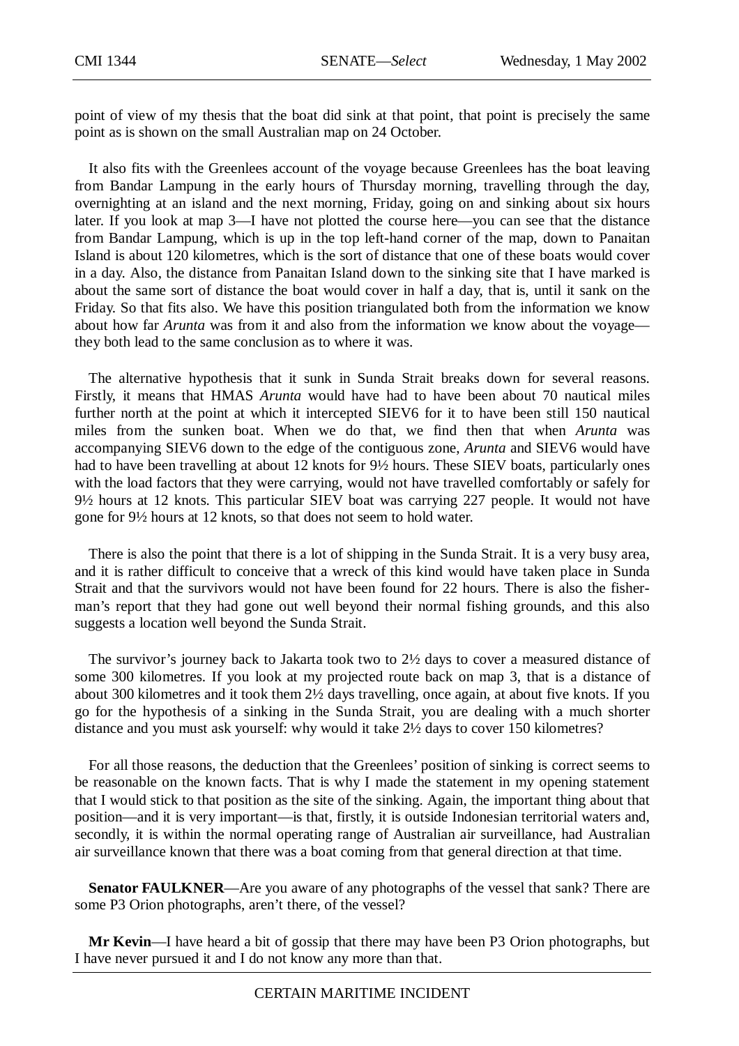point of view of my thesis that the boat did sink at that point, that point is precisely the same point as is shown on the small Australian map on 24 October.

It also fits with the Greenlees account of the voyage because Greenlees has the boat leaving from Bandar Lampung in the early hours of Thursday morning, travelling through the day, overnighting at an island and the next morning, Friday, going on and sinking about six hours later. If you look at map 3—I have not plotted the course here—you can see that the distance from Bandar Lampung, which is up in the top left-hand corner of the map, down to Panaitan Island is about 120 kilometres, which is the sort of distance that one of these boats would cover in a day. Also, the distance from Panaitan Island down to the sinking site that I have marked is about the same sort of distance the boat would cover in half a day, that is, until it sank on the Friday. So that fits also. We have this position triangulated both from the information we know about how far *Arunta* was from it and also from the information we know about the voyage—they both lead to the same conclusion as to where it was.

The alternative hypothesis that it sunk in Sunda Strait breaks down for several reasons. Firstly, it means that HMAS *Arunta* would have had to have been about 70 nautical miles further north at the point at which it intercepted SIEV6 for it to have been still 150 nautical miles from the sunken boat. When we do that, we find then that when *Arunta* was accompanying SIEV6 down to the edge of the contiguous zone, *Arunta* and SIEV6 would have had to have been travelling at about 12 knots for 9½ hours. These SIEV boats, particularly ones with the load factors that they were carrying, would not have travelled comfortably or safely for 9½ hours at 12 knots. This particular SIEV boat was carrying 227 people. It would not have gone for 9½ hours at 12 knots, so that does not seem to hold water.

There is also the point that there is a lot of shipping in the Sunda Strait. It is a very busy area, and it is rather difficult to conceive that a wreck of this kind would have taken place in Sunda Strait and that the survivors would not have been found for 22 hours. There is also the fisherman's report that they had gone out well beyond their normal fishing grounds, and this also suggests a location well beyond the Sunda Strait.

The survivor's journey back to Jakarta took two to 2½ days to cover a measured distance of some 300 kilometres. If you look at my projected route back on map 3, that is a distance of about 300 kilometres and it took them 2½ days travelling, once again, at about five knots. If you go for the hypothesis of a sinking in the Sunda Strait, you are dealing with a much shorter distance and you must ask yourself: why would it take 2½ days to cover 150 kilometres?

For all those reasons, the deduction that the Greenlees' position of sinking is correct seems to be reasonable on the known facts. That is why I made the statement in my opening statement that I would stick to that position as the site of the sinking. Again, the important thing about that position—and it is very important—is that, firstly, it is outside Indonesian territorial waters and, secondly, it is within the normal operating range of Australian air surveillance, had Australian air surveillance known that there was a boat coming from that general direction at that time.

**Senator FAULKNER**—Are you aware of any photographs of the vessel that sank? There are some P3 Orion photographs, aren't there, of the vessel?

**Mr Kevin**—I have heard a bit of gossip that there may have been P3 Orion photographs, but I have never pursued it and I do not know any more than that.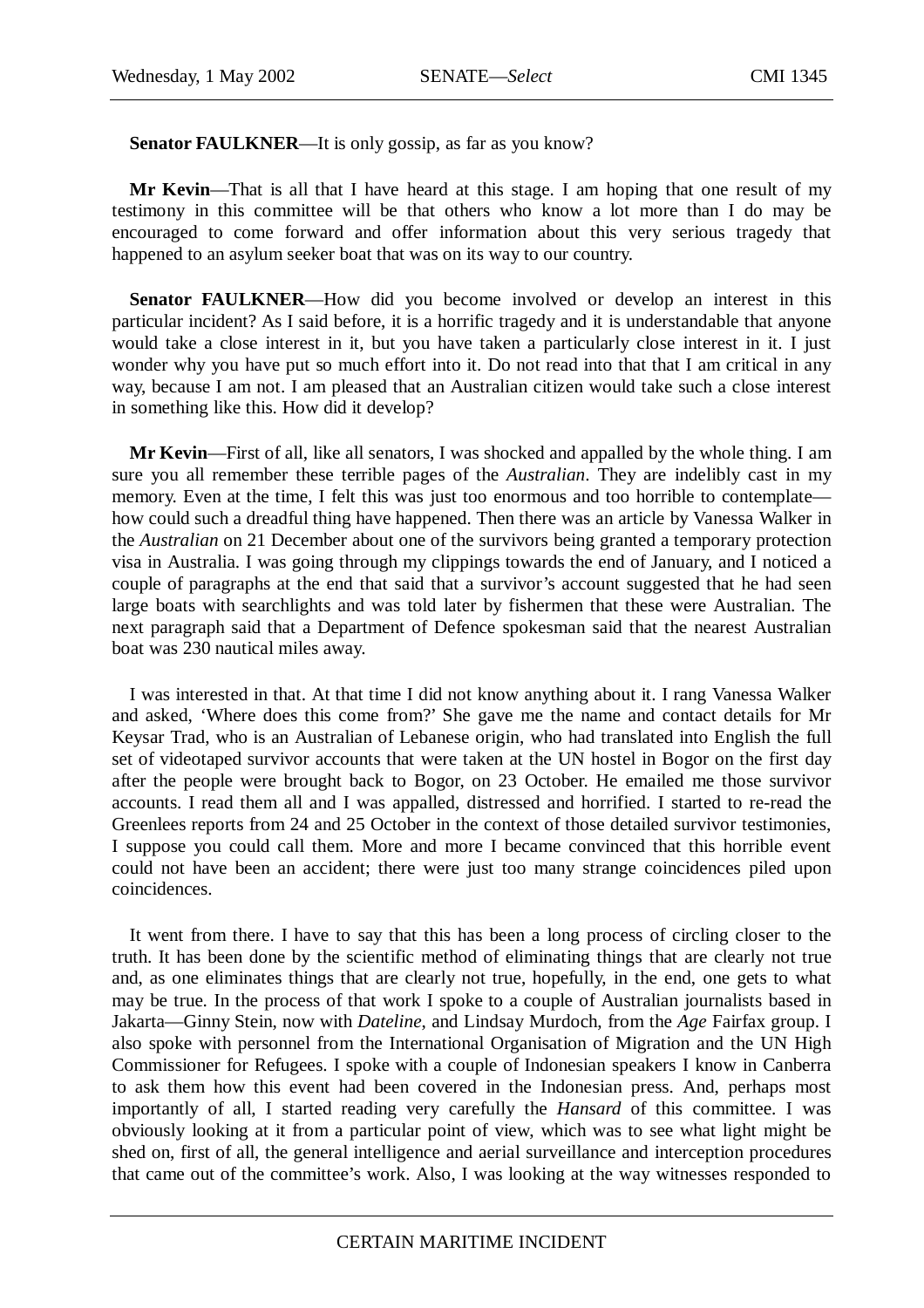**Senator FAULKNER**—It is only gossip, as far as you know?

**Mr Kevin**—That is all that I have heard at this stage. I am hoping that one result of my testimony in this committee will be that others who know a lot more than I do may be encouraged to come forward and offer information about this very serious tragedy that happened to an asylum seeker boat that was on its way to our country.

**Senator FAULKNER**—How did you become involved or develop an interest in this particular incident? As I said before, it is a horrific tragedy and it is understandable that anyone would take a close interest in it, but you have taken a particularly close interest in it. I just wonder why you have put so much effort into it. Do not read into that that I am critical in any way, because I am not. I am pleased that an Australian citizen would take such a close interest in something like this. How did it develop?

**Mr Kevin**—First of all, like all senators, I was shocked and appalled by the whole thing. I am sure you all remember these terrible pages of the *Australian*. They are indelibly cast in my memory. Even at the time, I felt this was just too enormous and too horrible to contemplate—how could such a dreadful thing have happened. Then there was an article by Vanessa Walker in the *Australian* on 21 December about one of the survivors being granted a temporary protection visa in Australia. I was going through my clippings towards the end of January, and I noticed a couple of paragraphs at the end that said that a survivor's account suggested that he had seen large boats with searchlights and was told later by fishermen that these were Australian. The next paragraph said that a Department of Defence spokesman said that the nearest Australian boat was 230 nautical miles away.

I was interested in that. At that time I did not know anything about it. I rang Vanessa Walker and asked, 'Where does this come from?' She gave me the name and contact details for Mr Keysar Trad, who is an Australian of Lebanese origin, who had translated into English the full set of videotaped survivor accounts that were taken at the UN hostel in Bogor on the first day after the people were brought back to Bogor, on 23 October. He emailed me those survivor accounts. I read them all and I was appalled, distressed and horrified. I started to re-read the Greenlees reports from 24 and 25 October in the context of those detailed survivor testimonies, I suppose you could call them. More and more I became convinced that this horrible event could not have been an accident; there were just too many strange coincidences piled upon coincidences.

It went from there. I have to say that this has been a long process of circling closer to the truth. It has been done by the scientific method of eliminating things that are clearly not true and, as one eliminates things that are clearly not true, hopefully, in the end, one gets to what may be true. In the process of that work I spoke to a couple of Australian journalists based in Jakarta—Ginny Stein, now with *Dateline*, and Lindsay Murdoch, from the *Age* Fairfax group. I also spoke with personnel from the International Organisation of Migration and the UN High Commissioner for Refugees. I spoke with a couple of Indonesian speakers I know in Canberra to ask them how this event had been covered in the Indonesian press. And, perhaps most importantly of all, I started reading very carefully the *Hansard* of this committee. I was obviously looking at it from a particular point of view, which was to see what light might be shed on, first of all, the general intelligence and aerial surveillance and interception procedures that came out of the committee's work. Also, I was looking at the way witnesses responded to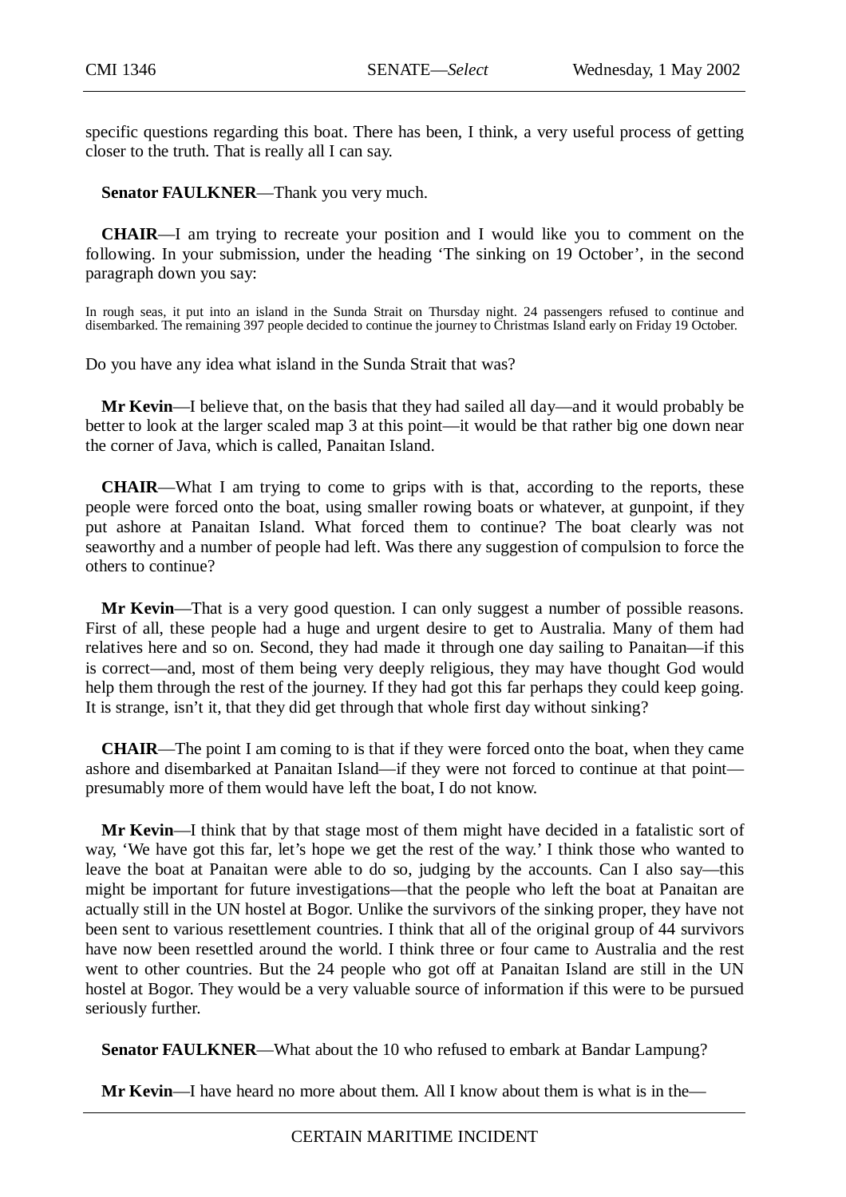specific questions regarding this boat. There has been, I think, a very useful process of getting closer to the truth. That is really all I can say.

**Senator FAULKNER**—Thank you very much.

**CHAIR**—I am trying to recreate your position and I would like you to comment on the following. In your submission, under the heading 'The sinking on 19 October', in the second paragraph down you say:

> In rough seas, it put into an island in the Sunda Strait on Thursday night. 24 passengers refused to continue and disembarked. The remaining 397 people decided to continue the journey to Christmas Island early on Friday 19 October.

Do you have any idea what island in the Sunda Strait that was?

**Mr Kevin**—I believe that, on the basis that they had sailed all day—and it would probably be better to look at the larger scaled map 3 at this point—it would be that rather big one down near the corner of Java, which is called, Panaitan Island.

**CHAIR**—What I am trying to come to grips with is that, according to the reports, these people were forced onto the boat, using smaller rowing boats or whatever, at gunpoint, if they put ashore at Panaitan Island. What forced them to continue? The boat clearly was not seaworthy and a number of people had left. Was there any suggestion of compulsion to force the others to continue?

**Mr Kevin**—That is a very good question. I can only suggest a number of possible reasons. First of all, these people had a huge and urgent desire to get to Australia. Many of them had relatives here and so on. Second, they had made it through one day sailing to Panaitan—if this is correct—and, most of them being very deeply religious, they may have thought God would help them through the rest of the journey. If they had got this far perhaps they could keep going. It is strange, isn't it, that they did get through that whole first day without sinking?

**CHAIR**—The point I am coming to is that if they were forced onto the boat, when they came ashore and disembarked at Panaitan Island—if they were not forced to continue at that point—presumably more of them would have left the boat, I do not know.

**Mr Kevin**—I think that by that stage most of them might have decided in a fatalistic sort of way, 'We have got this far, let's hope we get the rest of the way.' I think those who wanted to leave the boat at Panaitan were able to do so, judging by the accounts. Can I also say—this might be important for future investigations—that the people who left the boat at Panaitan are actually still in the UN hostel at Bogor. Unlike the survivors of the sinking proper, they have not been sent to various resettlement countries. I think that all of the original group of 44 survivors have now been resettled around the world. I think three or four came to Australia and the rest went to other countries. But the 24 people who got off at Panaitan Island are still in the UN hostel at Bogor. They would be a very valuable source of information if this were to be pursued seriously further.

**Senator FAULKNER**—What about the 10 who refused to embark at Bandar Lampung?

**Mr Kevin**—I have heard no more about them. All I know about them is what is in the—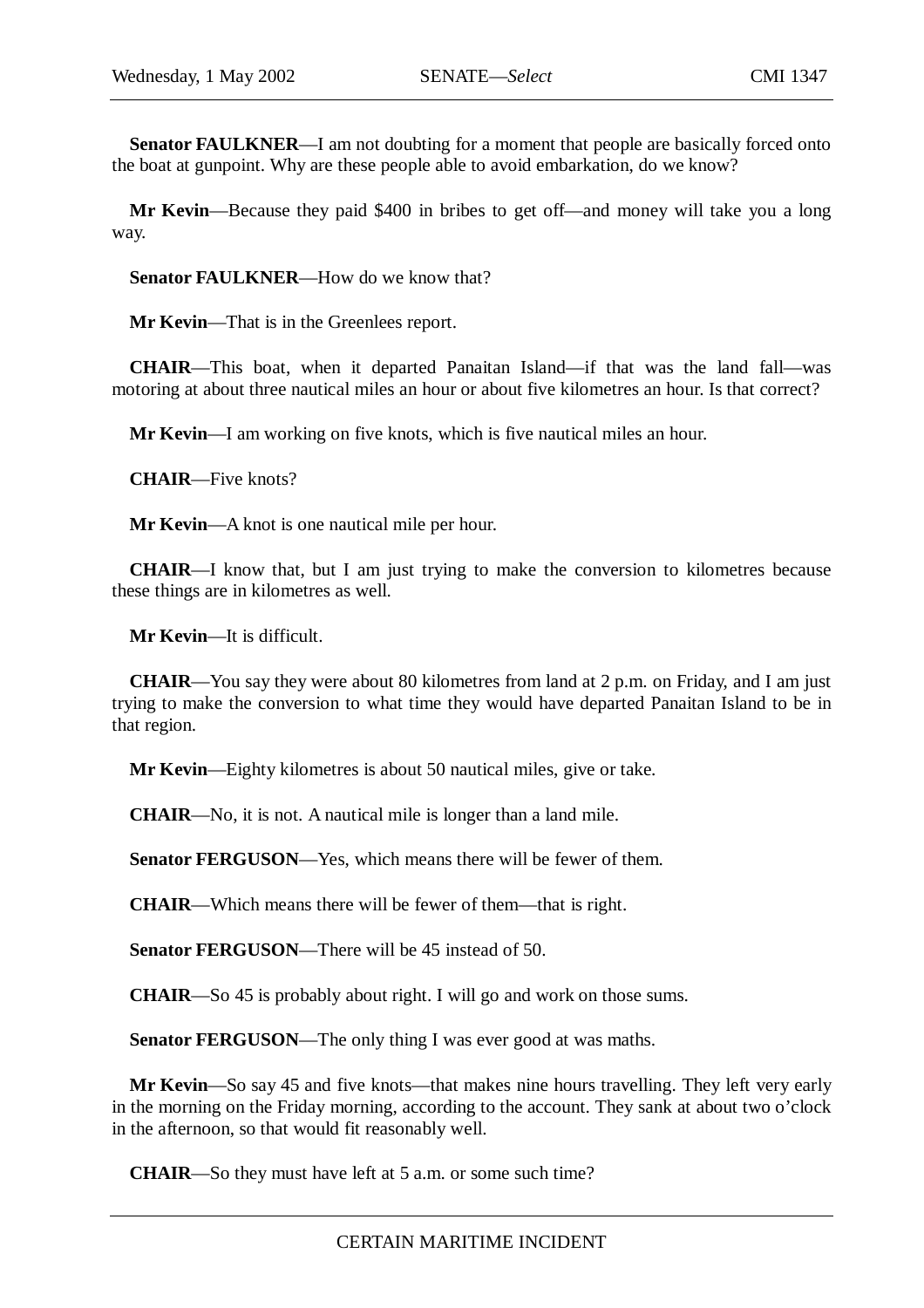**Senator FAULKNER**—I am not doubting for a moment that people are basically forced onto the boat at gunpoint. Why are these people able to avoid embarkation, do we know?

**Mr Kevin**—Because they paid $400 in bribes to get off—and money will take you a long way.

**Senator FAULKNER**—How do we know that?

**Mr Kevin**—That is in the Greenlees report.

**CHAIR**—This boat, when it departed Panaitan Island—if that was the land fall—was motoring at about three nautical miles an hour or about five kilometres an hour. Is that correct?

**Mr Kevin**—I am working on five knots, which is five nautical miles an hour.

**CHAIR**—Five knots?

**Mr Kevin**—A knot is one nautical mile per hour.

**CHAIR**—I know that, but I am just trying to make the conversion to kilometres because these things are in kilometres as well.

**Mr Kevin**—It is difficult.

**CHAIR**—You say they were about 80 kilometres from land at 2 p.m. on Friday, and I am just trying to make the conversion to what time they would have departed Panaitan Island to be in that region.

**Mr Kevin**—Eighty kilometres is about 50 nautical miles, give or take.

**CHAIR**—No, it is not. A nautical mile is longer than a land mile.

**Senator FERGUSON**—Yes, which means there will be fewer of them.

**CHAIR**—Which means there will be fewer of them—that is right.

**Senator FERGUSON**—There will be 45 instead of 50.

**CHAIR**—So 45 is probably about right. I will go and work on those sums.

**Senator FERGUSON**—The only thing I was ever good at was maths.

**Mr Kevin**—So say 45 and five knots—that makes nine hours travelling. They left very early in the morning on the Friday morning, according to the account. They sank at about two o'clock in the afternoon, so that would fit reasonably well.

**CHAIR**—So they must have left at 5 a.m. or some such time?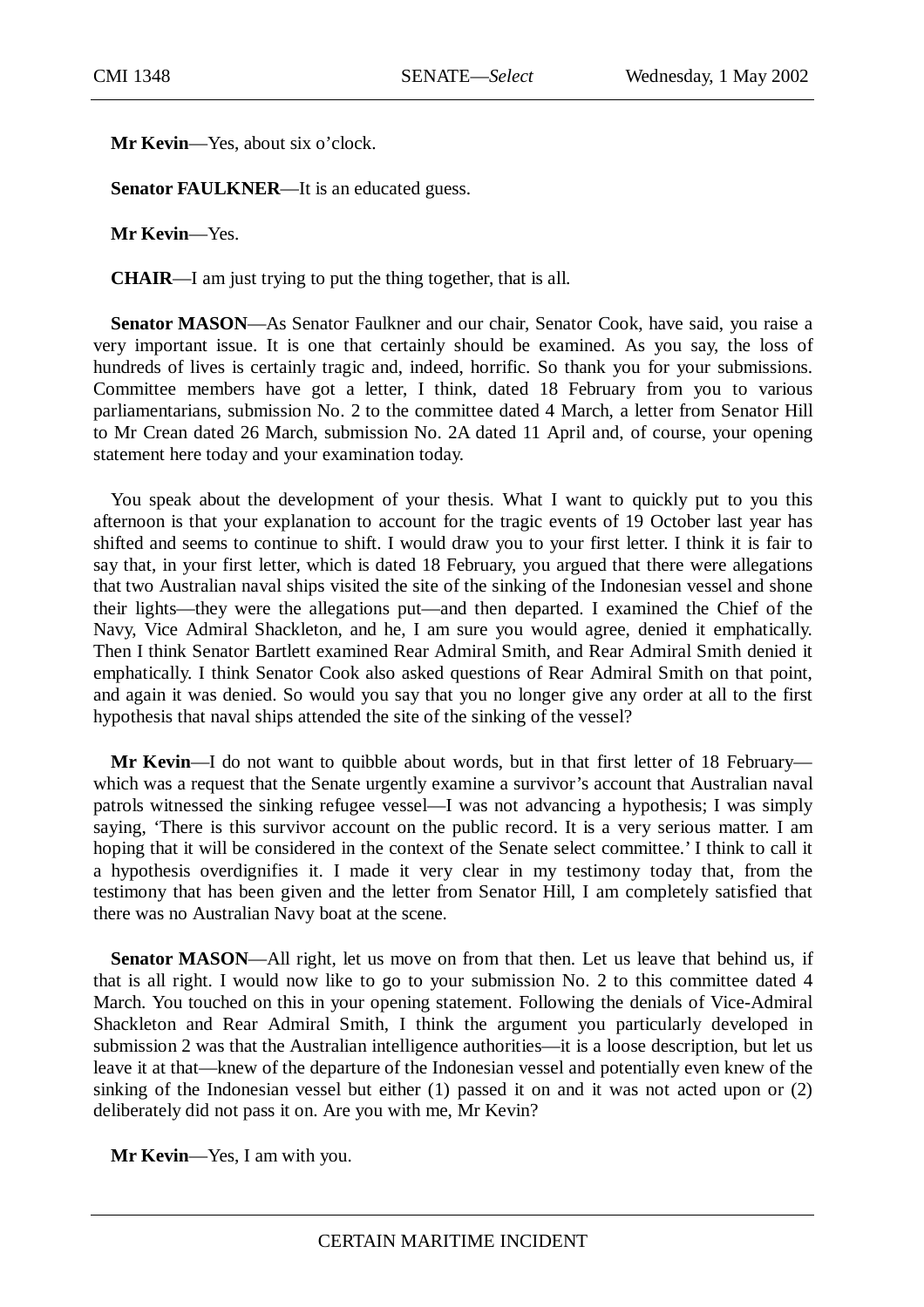**Mr Kevin**—Yes, about six o'clock.

**Senator FAULKNER**—It is an educated guess.

**Mr Kevin**—Yes.

**CHAIR**—I am just trying to put the thing together, that is all.

**Senator MASON**—As Senator Faulkner and our chair, Senator Cook, have said, you raise a very important issue. It is one that certainly should be examined. As you say, the loss of hundreds of lives is certainly tragic and, indeed, horrific. So thank you for your submissions. Committee members have got a letter, I think, dated 18 February from you to various parliamentarians, submission No. 2 to the committee dated 4 March, a letter from Senator Hill to Mr Crean dated 26 March, submission No. 2A dated 11 April and, of course, your opening statement here today and your examination today.

You speak about the development of your thesis. What I want to quickly put to you this afternoon is that your explanation to account for the tragic events of 19 October last year has shifted and seems to continue to shift. I would draw you to your first letter. I think it is fair to say that, in your first letter, which is dated 18 February, you argued that there were allegations that two Australian naval ships visited the site of the sinking of the Indonesian vessel and shone their lights—they were the allegations put—and then departed. I examined the Chief of the Navy, Vice Admiral Shackleton, and he, I am sure you would agree, denied it emphatically. Then I think Senator Bartlett examined Rear Admiral Smith, and Rear Admiral Smith denied it emphatically. I think Senator Cook also asked questions of Rear Admiral Smith on that point, and again it was denied. So would you say that you no longer give any order at all to the first hypothesis that naval ships attended the site of the sinking of the vessel?

**Mr Kevin**—I do not want to quibble about words, but in that first letter of 18 February—which was a request that the Senate urgently examine a survivor's account that Australian naval patrols witnessed the sinking refugee vessel—I was not advancing a hypothesis; I was simply saying, 'There is this survivor account on the public record. It is a very serious matter. I am hoping that it will be considered in the context of the Senate select committee.' I think to call it a hypothesis overdignifies it. I made it very clear in my testimony today that, from the testimony that has been given and the letter from Senator Hill, I am completely satisfied that there was no Australian Navy boat at the scene.

**Senator MASON**—All right, let us move on from that then. Let us leave that behind us, if that is all right. I would now like to go to your submission No. 2 to this committee dated 4 March. You touched on this in your opening statement. Following the denials of Vice-Admiral Shackleton and Rear Admiral Smith, I think the argument you particularly developed in submission 2 was that the Australian intelligence authorities—it is a loose description, but let us leave it at that—knew of the departure of the Indonesian vessel and potentially even knew of the sinking of the Indonesian vessel but either (1) passed it on and it was not acted upon or (2) deliberately did not pass it on. Are you with me, Mr Kevin?

**Mr Kevin**—Yes, I am with you.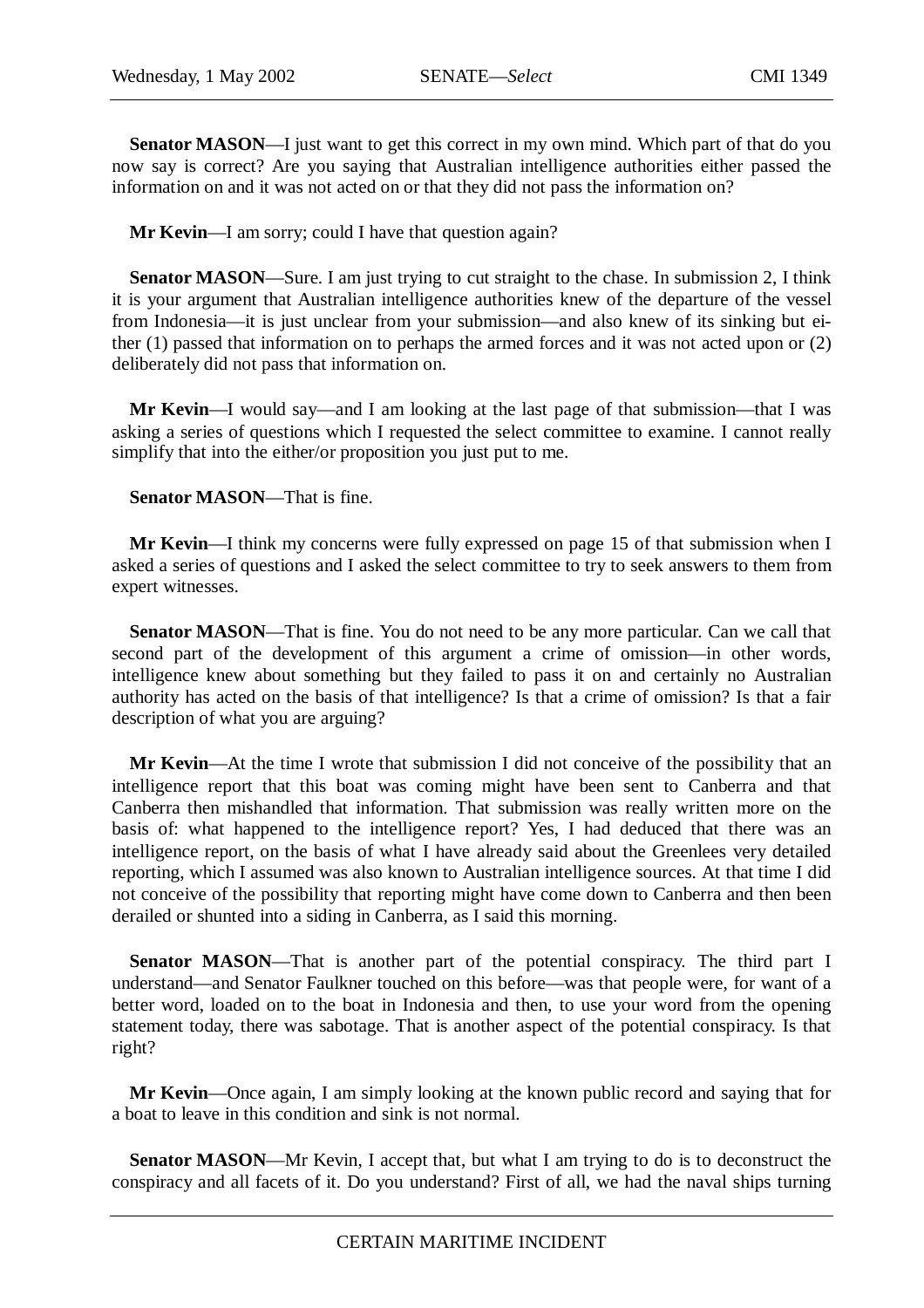**Senator MASON**—I just want to get this correct in my own mind. Which part of that do you now say is correct? Are you saying that Australian intelligence authorities either passed the information on and it was not acted on or that they did not pass the information on?

**Mr Kevin**—I am sorry; could I have that question again?

**Senator MASON**—Sure. I am just trying to cut straight to the chase. In submission 2, I think it is your argument that Australian intelligence authorities knew of the departure of the vessel from Indonesia—it is just unclear from your submission—and also knew of its sinking but either (1) passed that information on to perhaps the armed forces and it was not acted upon or (2) deliberately did not pass that information on.

**Mr Kevin**—I would say—and I am looking at the last page of that submission—that I was asking a series of questions which I requested the select committee to examine. I cannot really simplify that into the either/or proposition you just put to me.

**Senator MASON**—That is fine.

**Mr Kevin**—I think my concerns were fully expressed on page 15 of that submission when I asked a series of questions and I asked the select committee to try to seek answers to them from expert witnesses.

**Senator MASON**—That is fine. You do not need to be any more particular. Can we call that second part of the development of this argument a crime of omission—in other words, intelligence knew about something but they failed to pass it on and certainly no Australian authority has acted on the basis of that intelligence? Is that a crime of omission? Is that a fair description of what you are arguing?

**Mr Kevin**—At the time I wrote that submission I did not conceive of the possibility that an intelligence report that this boat was coming might have been sent to Canberra and that Canberra then mishandled that information. That submission was really written more on the basis of: what happened to the intelligence report? Yes, I had deduced that there was an intelligence report, on the basis of what I have already said about the Greenlees very detailed reporting, which I assumed was also known to Australian intelligence sources. At that time I did not conceive of the possibility that reporting might have come down to Canberra and then been derailed or shunted into a siding in Canberra, as I said this morning.

**Senator MASON**—That is another part of the potential conspiracy. The third part I understand—and Senator Faulkner touched on this before—was that people were, for want of a better word, loaded on to the boat in Indonesia and then, to use your word from the opening statement today, there was sabotage. That is another aspect of the potential conspiracy. Is that right?

**Mr Kevin**—Once again, I am simply looking at the known public record and saying that for a boat to leave in this condition and sink is not normal.

**Senator MASON**—Mr Kevin, I accept that, but what I am trying to do is to deconstruct the conspiracy and all facets of it. Do you understand? First of all, we had the naval ships turning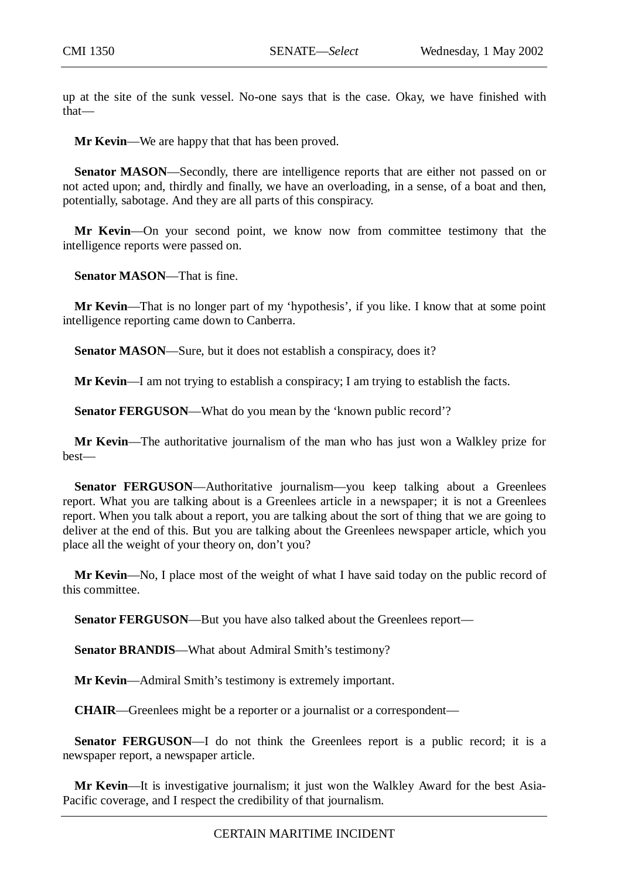up at the site of the sunk vessel. No-one says that is the case. Okay, we have finished with that—

**Mr Kevin**—We are happy that that has been proved.

**Senator MASON**—Secondly, there are intelligence reports that are either not passed on or not acted upon; and, thirdly and finally, we have an overloading, in a sense, of a boat and then, potentially, sabotage. And they are all parts of this conspiracy.

**Mr Kevin**—On your second point, we know now from committee testimony that the intelligence reports were passed on.

**Senator MASON**—That is fine.

**Mr Kevin**—That is no longer part of my 'hypothesis', if you like. I know that at some point intelligence reporting came down to Canberra.

**Senator MASON**—Sure, but it does not establish a conspiracy, does it?

**Mr Kevin**—I am not trying to establish a conspiracy; I am trying to establish the facts.

**Senator FERGUSON**—What do you mean by the 'known public record'?

**Mr Kevin**—The authoritative journalism of the man who has just won a Walkley prize for best—

**Senator FERGUSON**—Authoritative journalism—you keep talking about a Greenlees report. What you are talking about is a Greenlees article in a newspaper; it is not a Greenlees report. When you talk about a report, you are talking about the sort of thing that we are going to deliver at the end of this. But you are talking about the Greenlees newspaper article, which you place all the weight of your theory on, don't you?

**Mr Kevin**—No, I place most of the weight of what I have said today on the public record of this committee.

**Senator FERGUSON**—But you have also talked about the Greenlees report—

**Senator BRANDIS**—What about Admiral Smith's testimony?

**Mr Kevin**—Admiral Smith's testimony is extremely important.

**CHAIR**—Greenlees might be a reporter or a journalist or a correspondent—

**Senator FERGUSON**—I do not think the Greenlees report is a public record; it is a newspaper report, a newspaper article.

**Mr Kevin**—It is investigative journalism; it just won the Walkley Award for the best Asia-Pacific coverage, and I respect the credibility of that journalism.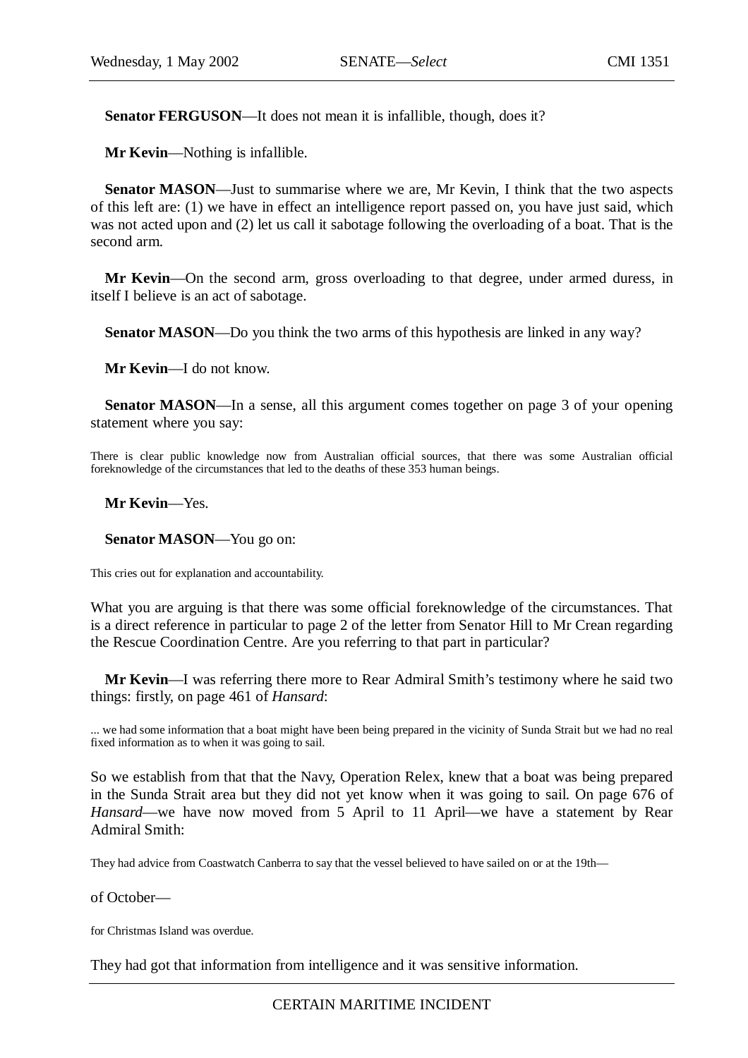**Senator FERGUSON**—It does not mean it is infallible, though, does it?

**Mr Kevin**—Nothing is infallible.

**Senator MASON**—Just to summarise where we are, Mr Kevin, I think that the two aspects of this left are: (1) we have in effect an intelligence report passed on, you have just said, which was not acted upon and (2) let us call it sabotage following the overloading of a boat. That is the second arm.

**Mr Kevin**—On the second arm, gross overloading to that degree, under armed duress, in itself I believe is an act of sabotage.

**Senator MASON**—Do you think the two arms of this hypothesis are linked in any way?

**Mr Kevin**—I do not know.

**Senator MASON**—In a sense, all this argument comes together on page 3 of your opening statement where you say:

> There is clear public knowledge now from Australian official sources, that there was some Australian official foreknowledge of the circumstances that led to the deaths of these 353 human beings.

**Mr Kevin**—Yes.

**Senator MASON**—You go on:

> This cries out for explanation and accountability.

What you are arguing is that there was some official foreknowledge of the circumstances. That is a direct reference in particular to page 2 of the letter from Senator Hill to Mr Crean regarding the Rescue Coordination Centre. Are you referring to that part in particular?

**Mr Kevin**—I was referring there more to Rear Admiral Smith's testimony where he said two things: firstly, on page 461 of *Hansard*:

> ... we had some information that a boat might have been being prepared in the vicinity of Sunda Strait but we had no real fixed information as to when it was going to sail.

So we establish from that that the Navy, Operation Relex, knew that a boat was being prepared in the Sunda Strait area but they did not yet know when it was going to sail. On page 676 of *Hansard*—we have now moved from 5 April to 11 April—we have a statement by Rear Admiral Smith:

> They had advice from Coastwatch Canberra to say that the vessel believed to have sailed on or at the 19th—

of October—

> for Christmas Island was overdue.

They had got that information from intelligence and it was sensitive information.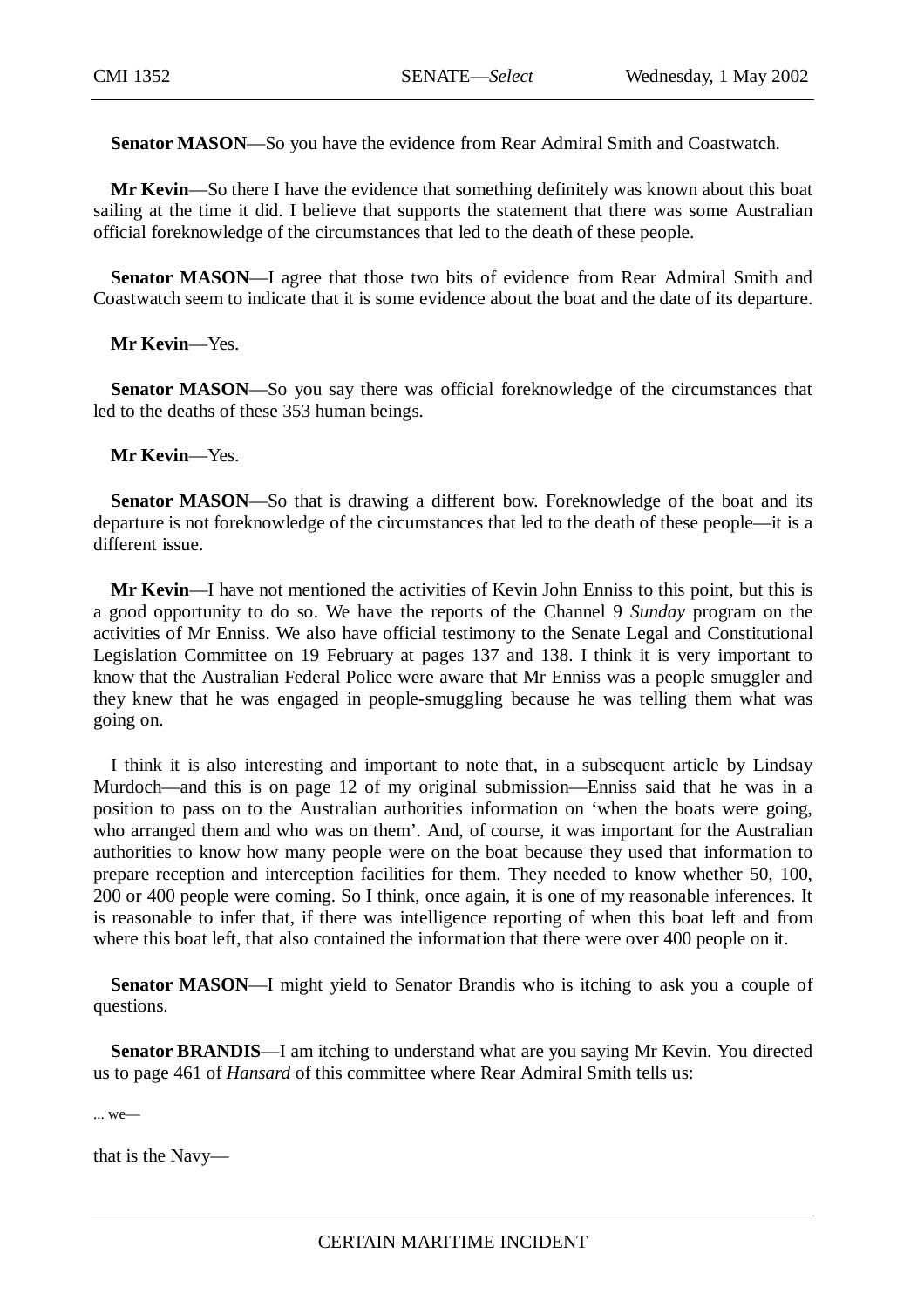**Senator MASON**—So you have the evidence from Rear Admiral Smith and Coastwatch.

**Mr Kevin**—So there I have the evidence that something definitely was known about this boat sailing at the time it did. I believe that supports the statement that there was some Australian official foreknowledge of the circumstances that led to the death of these people.

**Senator MASON**—I agree that those two bits of evidence from Rear Admiral Smith and Coastwatch seem to indicate that it is some evidence about the boat and the date of its departure.

**Mr Kevin**—Yes.

**Senator MASON**—So you say there was official foreknowledge of the circumstances that led to the deaths of these 353 human beings.

**Mr Kevin**—Yes.

**Senator MASON**—So that is drawing a different bow. Foreknowledge of the boat and its departure is not foreknowledge of the circumstances that led to the death of these people—it is a different issue.

**Mr Kevin**—I have not mentioned the activities of Kevin John Enniss to this point, but this is a good opportunity to do so. We have the reports of the Channel 9 *Sunday* program on the activities of Mr Enniss. We also have official testimony to the Senate Legal and Constitutional Legislation Committee on 19 February at pages 137 and 138. I think it is very important to know that the Australian Federal Police were aware that Mr Enniss was a people smuggler and they knew that he was engaged in people-smuggling because he was telling them what was going on.

I think it is also interesting and important to note that, in a subsequent article by Lindsay Murdoch—and this is on page 12 of my original submission—Enniss said that he was in a position to pass on to the Australian authorities information on 'when the boats were going, who arranged them and who was on them'. And, of course, it was important for the Australian authorities to know how many people were on the boat because they used that information to prepare reception and interception facilities for them. They needed to know whether 50, 100, 200 or 400 people were coming. So I think, once again, it is one of my reasonable inferences. It is reasonable to infer that, if there was intelligence reporting of when this boat left and from where this boat left, that also contained the information that there were over 400 people on it.

**Senator MASON**—I might yield to Senator Brandis who is itching to ask you a couple of questions.

**Senator BRANDIS**—I am itching to understand what are you saying Mr Kevin. You directed us to page 461 of *Hansard* of this committee where Rear Admiral Smith tells us:

... we—

that is the Navy—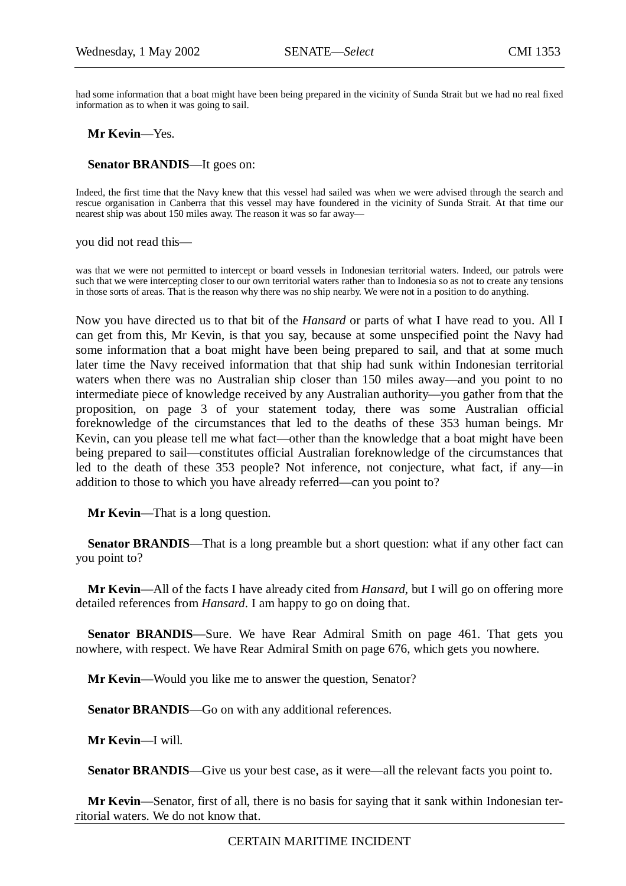had some information that a boat might have been being prepared in the vicinity of Sunda Strait but we had no real fixed information as to when it was going to sail.

**Mr Kevin**—Yes.

**Senator BRANDIS**—It goes on:

> Indeed, the first time that the Navy knew that this vessel had sailed was when we were advised through the search and rescue organisation in Canberra that this vessel may have foundered in the vicinity of Sunda Strait. At that time our nearest ship was about 150 miles away. The reason it was so far away—

you did not read this—

> was that we were not permitted to intercept or board vessels in Indonesian territorial waters. Indeed, our patrols were such that we were intercepting closer to our own territorial waters rather than to Indonesia so as not to create any tensions in those sorts of areas. That is the reason why there was no ship nearby. We were not in a position to do anything.

Now you have directed us to that bit of the *Hansard* or parts of what I have read to you. All I can get from this, Mr Kevin, is that you say, because at some unspecified point the Navy had some information that a boat might have been being prepared to sail, and that at some much later time the Navy received information that that ship had sunk within Indonesian territorial waters when there was no Australian ship closer than 150 miles away—and you point to no intermediate piece of knowledge received by any Australian authority—you gather from that the proposition, on page 3 of your statement today, there was some Australian official foreknowledge of the circumstances that led to the deaths of these 353 human beings. Mr Kevin, can you please tell me what fact—other than the knowledge that a boat might have been being prepared to sail—constitutes official Australian foreknowledge of the circumstances that led to the death of these 353 people? Not inference, not conjecture, what fact, if any—in addition to those to which you have already referred—can you point to?

**Mr Kevin**—That is a long question.

**Senator BRANDIS**—That is a long preamble but a short question: what if any other fact can you point to?

**Mr Kevin**—All of the facts I have already cited from *Hansard*, but I will go on offering more detailed references from *Hansard*. I am happy to go on doing that.

**Senator BRANDIS**—Sure. We have Rear Admiral Smith on page 461. That gets you nowhere, with respect. We have Rear Admiral Smith on page 676, which gets you nowhere.

**Mr Kevin**—Would you like me to answer the question, Senator?

**Senator BRANDIS**—Go on with any additional references.

**Mr Kevin**—I will.

**Senator BRANDIS**—Give us your best case, as it were—all the relevant facts you point to.

**Mr Kevin**—Senator, first of all, there is no basis for saying that it sank within Indonesian territorial waters. We do not know that.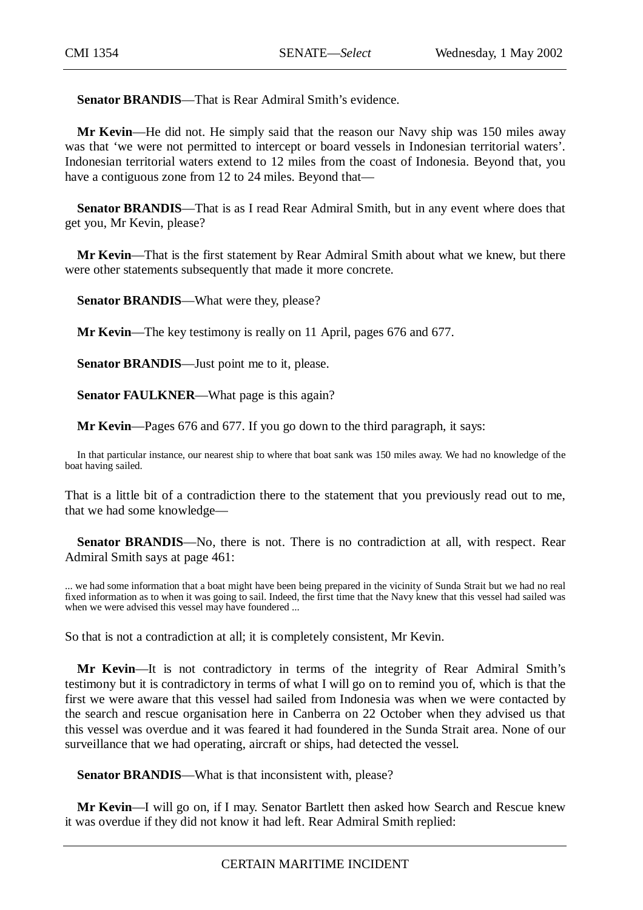**Senator BRANDIS**—That is Rear Admiral Smith's evidence.

**Mr Kevin**—He did not. He simply said that the reason our Navy ship was 150 miles away was that 'we were not permitted to intercept or board vessels in Indonesian territorial waters'. Indonesian territorial waters extend to 12 miles from the coast of Indonesia. Beyond that, you have a contiguous zone from 12 to 24 miles. Beyond that—

**Senator BRANDIS**—That is as I read Rear Admiral Smith, but in any event where does that get you, Mr Kevin, please?

**Mr Kevin**—That is the first statement by Rear Admiral Smith about what we knew, but there were other statements subsequently that made it more concrete.

**Senator BRANDIS**—What were they, please?

**Mr Kevin**—The key testimony is really on 11 April, pages 676 and 677.

**Senator BRANDIS**—Just point me to it, please.

**Senator FAULKNER**—What page is this again?

**Mr Kevin**—Pages 676 and 677. If you go down to the third paragraph, it says:

> In that particular instance, our nearest ship to where that boat sank was 150 miles away. We had no knowledge of the boat having sailed.

That is a little bit of a contradiction there to the statement that you previously read out to me, that we had some knowledge—

**Senator BRANDIS**—No, there is not. There is no contradiction at all, with respect. Rear Admiral Smith says at page 461:

> ... we had some information that a boat might have been being prepared in the vicinity of Sunda Strait but we had no real fixed information as to when it was going to sail. Indeed, the first time that the Navy knew that this vessel had sailed was when we were advised this vessel may have foundered ...

So that is not a contradiction at all; it is completely consistent, Mr Kevin.

**Mr Kevin**—It is not contradictory in terms of the integrity of Rear Admiral Smith's testimony but it is contradictory in terms of what I will go on to remind you of, which is that the first we were aware that this vessel had sailed from Indonesia was when we were contacted by the search and rescue organisation here in Canberra on 22 October when they advised us that this vessel was overdue and it was feared it had foundered in the Sunda Strait area. None of our surveillance that we had operating, aircraft or ships, had detected the vessel.

**Senator BRANDIS**—What is that inconsistent with, please?

**Mr Kevin**—I will go on, if I may. Senator Bartlett then asked how Search and Rescue knew it was overdue if they did not know it had left. Rear Admiral Smith replied: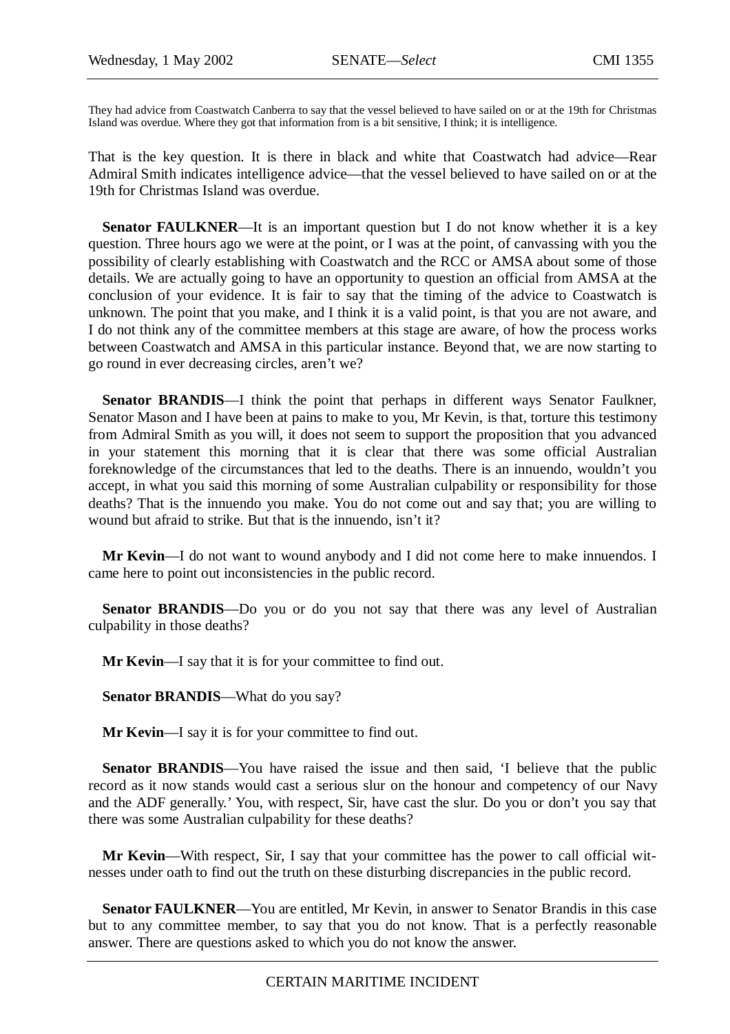They had advice from Coastwatch Canberra to say that the vessel believed to have sailed on or at the 19th for Christmas Island was overdue. Where they got that information from is a bit sensitive, I think; it is intelligence.

That is the key question. It is there in black and white that Coastwatch had advice—Rear Admiral Smith indicates intelligence advice—that the vessel believed to have sailed on or at the 19th for Christmas Island was overdue.

**Senator FAULKNER**—It is an important question but I do not know whether it is a key question. Three hours ago we were at the point, or I was at the point, of canvassing with you the possibility of clearly establishing with Coastwatch and the RCC or AMSA about some of those details. We are actually going to have an opportunity to question an official from AMSA at the conclusion of your evidence. It is fair to say that the timing of the advice to Coastwatch is unknown. The point that you make, and I think it is a valid point, is that you are not aware, and I do not think any of the committee members at this stage are aware, of how the process works between Coastwatch and AMSA in this particular instance. Beyond that, we are now starting to go round in ever decreasing circles, aren't we?

**Senator BRANDIS**—I think the point that perhaps in different ways Senator Faulkner, Senator Mason and I have been at pains to make to you, Mr Kevin, is that, torture this testimony from Admiral Smith as you will, it does not seem to support the proposition that you advanced in your statement this morning that it is clear that there was some official Australian foreknowledge of the circumstances that led to the deaths. There is an innuendo, wouldn't you accept, in what you said this morning of some Australian culpability or responsibility for those deaths? That is the innuendo you make. You do not come out and say that; you are willing to wound but afraid to strike. But that is the innuendo, isn't it?

**Mr Kevin**—I do not want to wound anybody and I did not come here to make innuendos. I came here to point out inconsistencies in the public record.

**Senator BRANDIS**—Do you or do you not say that there was any level of Australian culpability in those deaths?

**Mr Kevin**—I say that it is for your committee to find out.

**Senator BRANDIS**—What do you say?

**Mr Kevin**—I say it is for your committee to find out.

**Senator BRANDIS**—You have raised the issue and then said, 'I believe that the public record as it now stands would cast a serious slur on the honour and competency of our Navy and the ADF generally.' You, with respect, Sir, have cast the slur. Do you or don't you say that there was some Australian culpability for these deaths?

**Mr Kevin**—With respect, Sir, I say that your committee has the power to call official witnesses under oath to find out the truth on these disturbing discrepancies in the public record.

**Senator FAULKNER**—You are entitled, Mr Kevin, in answer to Senator Brandis in this case but to any committee member, to say that you do not know. That is a perfectly reasonable answer. There are questions asked to which you do not know the answer.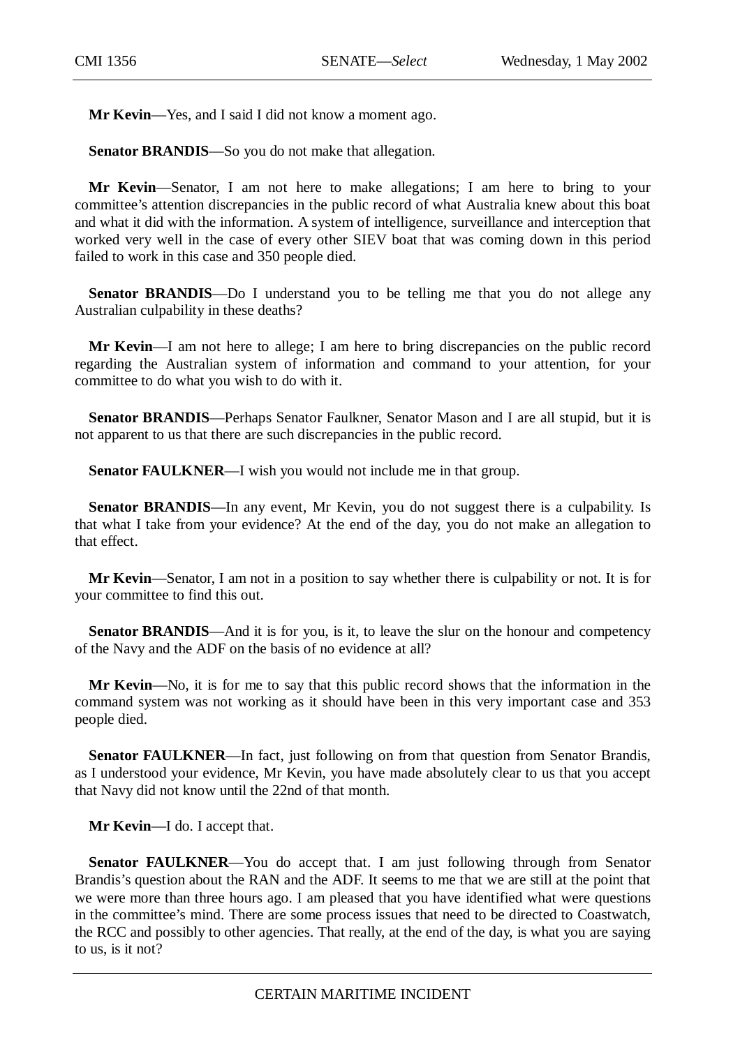**Mr Kevin**—Yes, and I said I did not know a moment ago.

**Senator BRANDIS**—So you do not make that allegation.

**Mr Kevin**—Senator, I am not here to make allegations; I am here to bring to your committee's attention discrepancies in the public record of what Australia knew about this boat and what it did with the information. A system of intelligence, surveillance and interception that worked very well in the case of every other SIEV boat that was coming down in this period failed to work in this case and 350 people died.

**Senator BRANDIS**—Do I understand you to be telling me that you do not allege any Australian culpability in these deaths?

**Mr Kevin**—I am not here to allege; I am here to bring discrepancies on the public record regarding the Australian system of information and command to your attention, for your committee to do what you wish to do with it.

**Senator BRANDIS**—Perhaps Senator Faulkner, Senator Mason and I are all stupid, but it is not apparent to us that there are such discrepancies in the public record.

**Senator FAULKNER**—I wish you would not include me in that group.

**Senator BRANDIS**—In any event, Mr Kevin, you do not suggest there is a culpability. Is that what I take from your evidence? At the end of the day, you do not make an allegation to that effect.

**Mr Kevin**—Senator, I am not in a position to say whether there is culpability or not. It is for your committee to find this out.

**Senator BRANDIS**—And it is for you, is it, to leave the slur on the honour and competency of the Navy and the ADF on the basis of no evidence at all?

**Mr Kevin**—No, it is for me to say that this public record shows that the information in the command system was not working as it should have been in this very important case and 353 people died.

**Senator FAULKNER**—In fact, just following on from that question from Senator Brandis, as I understood your evidence, Mr Kevin, you have made absolutely clear to us that you accept that Navy did not know until the 22nd of that month.

**Mr Kevin**—I do. I accept that.

**Senator FAULKNER**—You do accept that. I am just following through from Senator Brandis's question about the RAN and the ADF. It seems to me that we are still at the point that we were more than three hours ago. I am pleased that you have identified what were questions in the committee's mind. There are some process issues that need to be directed to Coastwatch, the RCC and possibly to other agencies. That really, at the end of the day, is what you are saying to us, is it not?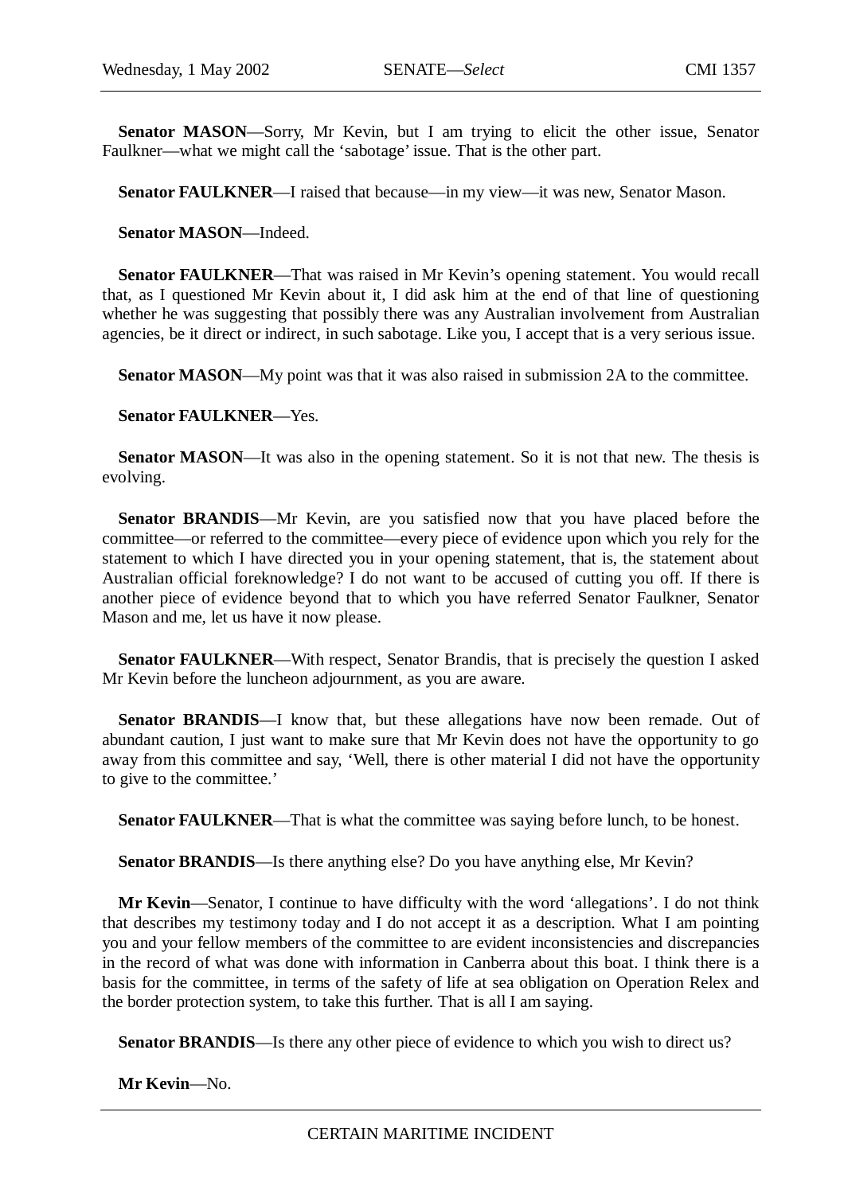**Senator MASON**—Sorry, Mr Kevin, but I am trying to elicit the other issue, Senator Faulkner—what we might call the 'sabotage' issue. That is the other part.

**Senator FAULKNER**—I raised that because—in my view—it was new, Senator Mason.

**Senator MASON**—Indeed.

**Senator FAULKNER**—That was raised in Mr Kevin's opening statement. You would recall that, as I questioned Mr Kevin about it, I did ask him at the end of that line of questioning whether he was suggesting that possibly there was any Australian involvement from Australian agencies, be it direct or indirect, in such sabotage. Like you, I accept that is a very serious issue.

**Senator MASON**—My point was that it was also raised in submission 2A to the committee.

**Senator FAULKNER**—Yes.

**Senator MASON**—It was also in the opening statement. So it is not that new. The thesis is evolving.

**Senator BRANDIS**—Mr Kevin, are you satisfied now that you have placed before the committee—or referred to the committee—every piece of evidence upon which you rely for the statement to which I have directed you in your opening statement, that is, the statement about Australian official foreknowledge? I do not want to be accused of cutting you off. If there is another piece of evidence beyond that to which you have referred Senator Faulkner, Senator Mason and me, let us have it now please.

**Senator FAULKNER**—With respect, Senator Brandis, that is precisely the question I asked Mr Kevin before the luncheon adjournment, as you are aware.

**Senator BRANDIS**—I know that, but these allegations have now been remade. Out of abundant caution, I just want to make sure that Mr Kevin does not have the opportunity to go away from this committee and say, 'Well, there is other material I did not have the opportunity to give to the committee.'

**Senator FAULKNER**—That is what the committee was saying before lunch, to be honest.

**Senator BRANDIS**—Is there anything else? Do you have anything else, Mr Kevin?

**Mr Kevin**—Senator, I continue to have difficulty with the word 'allegations'. I do not think that describes my testimony today and I do not accept it as a description. What I am pointing you and your fellow members of the committee to are evident inconsistencies and discrepancies in the record of what was done with information in Canberra about this boat. I think there is a basis for the committee, in terms of the safety of life at sea obligation on Operation Relex and the border protection system, to take this further. That is all I am saying.

**Senator BRANDIS**—Is there any other piece of evidence to which you wish to direct us?

**Mr Kevin**—No.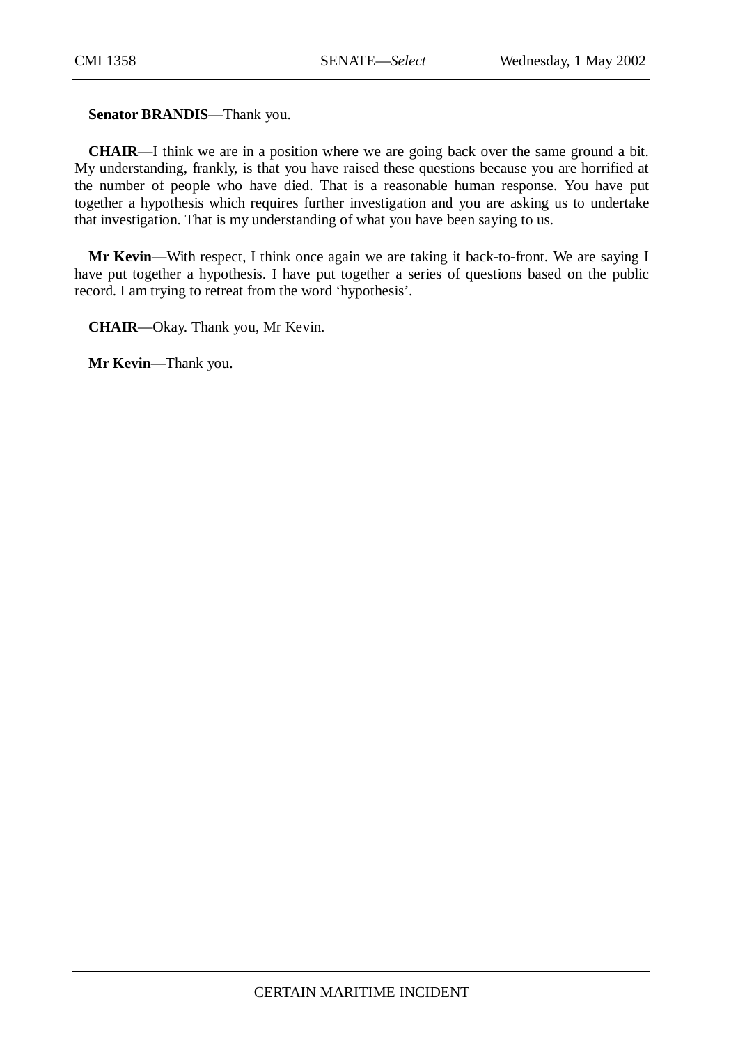**Senator BRANDIS**—Thank you.

**CHAIR**—I think we are in a position where we are going back over the same ground a bit. My understanding, frankly, is that you have raised these questions because you are horrified at the number of people who have died. That is a reasonable human response. You have put together a hypothesis which requires further investigation and you are asking us to undertake that investigation. That is my understanding of what you have been saying to us.

**Mr Kevin**—With respect, I think once again we are taking it back-to-front. We are saying I have put together a hypothesis. I have put together a series of questions based on the public record. I am trying to retreat from the word 'hypothesis'.

**CHAIR**—Okay. Thank you, Mr Kevin.

**Mr Kevin**—Thank you.